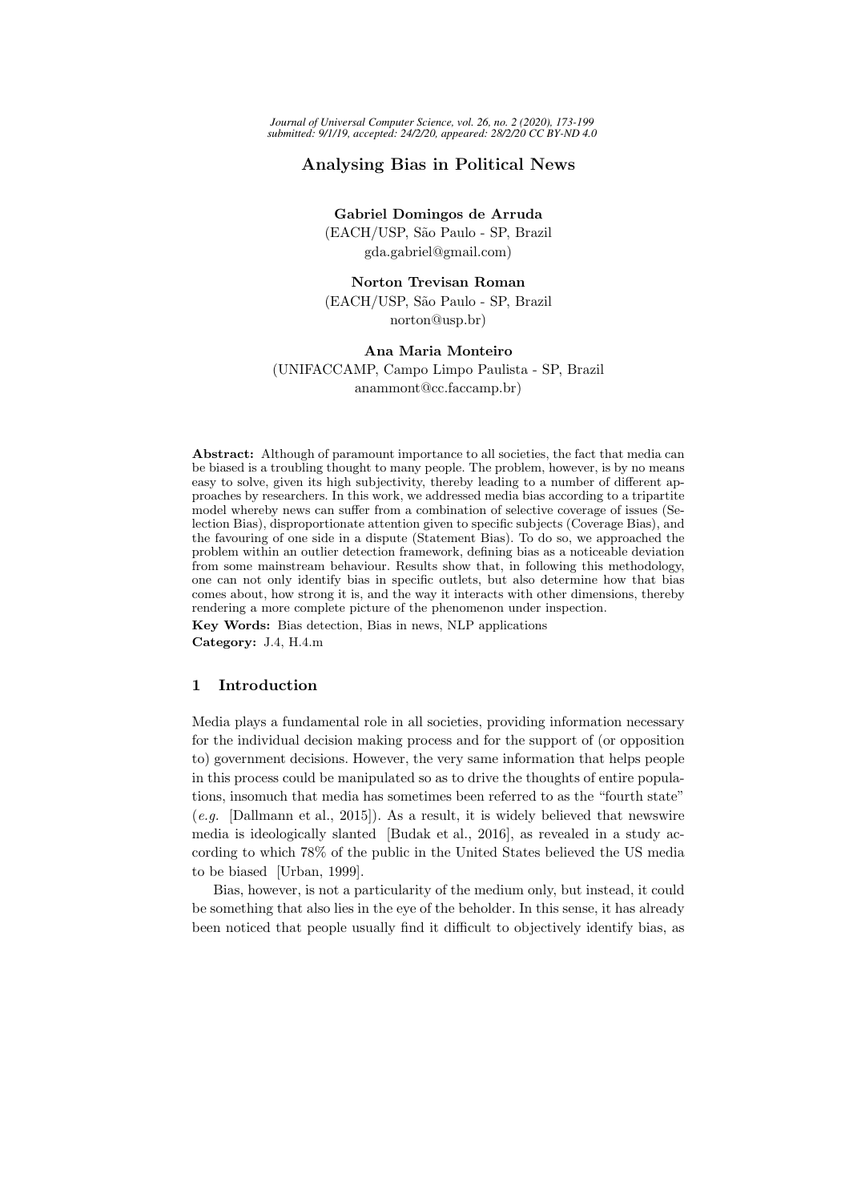# Analysing Bias in Political News

**Gabriel Domingos de Arruda**
(EACH/USP, São Paulo - SP, Brazil
gda.gabriel@gmail.com)

**Norton Trevisan Roman**
(EACH/USP, São Paulo - SP, Brazil
norton@usp.br)

**Ana Maria Monteiro**
(UNIFACCAMP, Campo Limpo Paulista - SP, Brazil
anammont@cc.faccamp.br)

**Abstract:** Although of paramount importance to all societies, the fact that media can be biased is a troubling thought to many people. The problem, however, is by no means easy to solve, given its high subjectivity, thereby leading to a number of different approaches by researchers. In this work, we addressed media bias according to a tripartite model whereby news can suffer from a combination of selective coverage of issues (Selection Bias), disproportionate attention given to specific subjects (Coverage Bias), and the favouring of one side in a dispute (Statement Bias). To do so, we approached the problem within an outlier detection framework, defining bias as a noticeable deviation from some mainstream behaviour. Results show that, in following this methodology, one can not only identify bias in specific outlets, but also determine how that bias comes about, how strong it is, and the way it interacts with other dimensions, thereby rendering a more complete picture of the phenomenon under inspection.

**Key Words:** Bias detection, Bias in news, NLP applications
**Category:** J.4, H.4.m

## 1 Introduction

Media plays a fundamental role in all societies, providing information necessary for the individual decision making process and for the support of (or opposition to) government decisions. However, the very same information that helps people in this process could be manipulated so as to drive the thoughts of entire populations, insomuch that media has sometimes been referred to as the "fourth state" (*e.g.* [Dallmann et al., 2015]). As a result, it is widely believed that newswire media is ideologically slanted [Budak et al., 2016], as revealed in a study according to which 78% of the public in the United States believed the US media to be biased [Urban, 1999].

Bias, however, is not a particularity of the medium only, but instead, it could be something that also lies in the eye of the beholder. In this sense, it has already been noticed that people usually find it difficult to objectively identify bias, as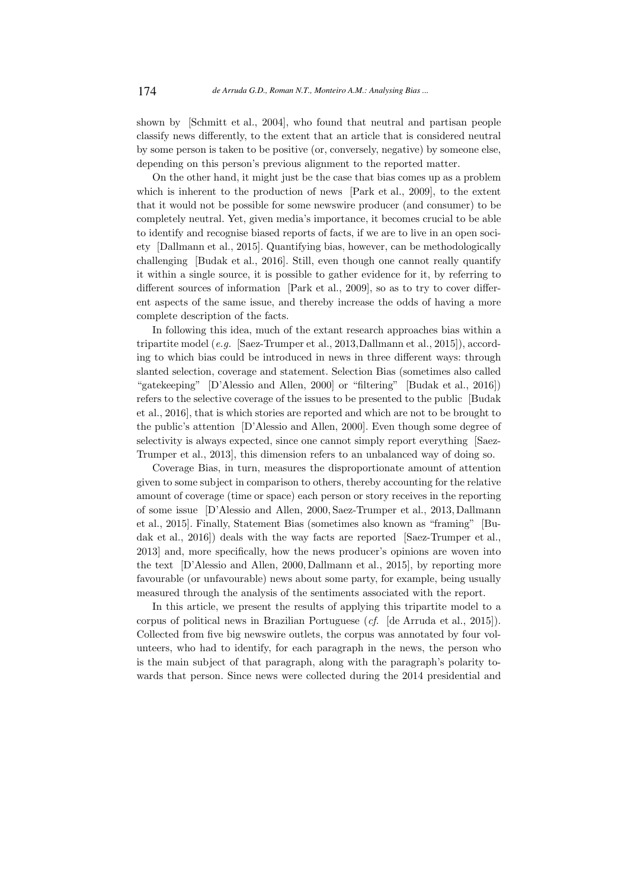shown by [Schmitt et al., 2004], who found that neutral and partisan people classify news differently, to the extent that an article that is considered neutral by some person is taken to be positive (or, conversely, negative) by someone else, depending on this person's previous alignment to the reported matter.

On the other hand, it might just be the case that bias comes up as a problem which is inherent to the production of news [Park et al., 2009], to the extent that it would not be possible for some newswire producer (and consumer) to be completely neutral. Yet, given media's importance, it becomes crucial to be able to identify and recognise biased reports of facts, if we are to live in an open society [Dallmann et al., 2015]. Quantifying bias, however, can be methodologically challenging [Budak et al., 2016]. Still, even though one cannot really quantify it within a single source, it is possible to gather evidence for it, by referring to different sources of information [Park et al., 2009], so as to try to cover different aspects of the same issue, and thereby increase the odds of having a more complete description of the facts.

In following this idea, much of the extant research approaches bias within a tripartite model (*e.g.* [Saez-Trumper et al., 2013,Dallmann et al., 2015]), according to which bias could be introduced in news in three different ways: through slanted selection, coverage and statement. Selection Bias (sometimes also called "gatekeeping" [D'Alessio and Allen, 2000] or "filtering" [Budak et al., 2016]) refers to the selective coverage of the issues to be presented to the public [Budak et al., 2016], that is which stories are reported and which are not to be brought to the public's attention [D'Alessio and Allen, 2000]. Even though some degree of selectivity is always expected, since one cannot simply report everything [Saez-Trumper et al., 2013], this dimension refers to an unbalanced way of doing so.

Coverage Bias, in turn, measures the disproportionate amount of attention given to some subject in comparison to others, thereby accounting for the relative amount of coverage (time or space) each person or story receives in the reporting of some issue [D'Alessio and Allen, 2000, Saez-Trumper et al., 2013, Dallmann et al., 2015]. Finally, Statement Bias (sometimes also known as "framing" [Budak et al., 2016]) deals with the way facts are reported [Saez-Trumper et al., 2013] and, more specifically, how the news producer's opinions are woven into the text [D'Alessio and Allen, 2000, Dallmann et al., 2015], by reporting more favourable (or unfavourable) news about some party, for example, being usually measured through the analysis of the sentiments associated with the report.

In this article, we present the results of applying this tripartite model to a corpus of political news in Brazilian Portuguese (*cf.* [de Arruda et al., 2015]). Collected from five big newswire outlets, the corpus was annotated by four volunteers, who had to identify, for each paragraph in the news, the person who is the main subject of that paragraph, along with the paragraph's polarity towards that person. Since news were collected during the 2014 presidential and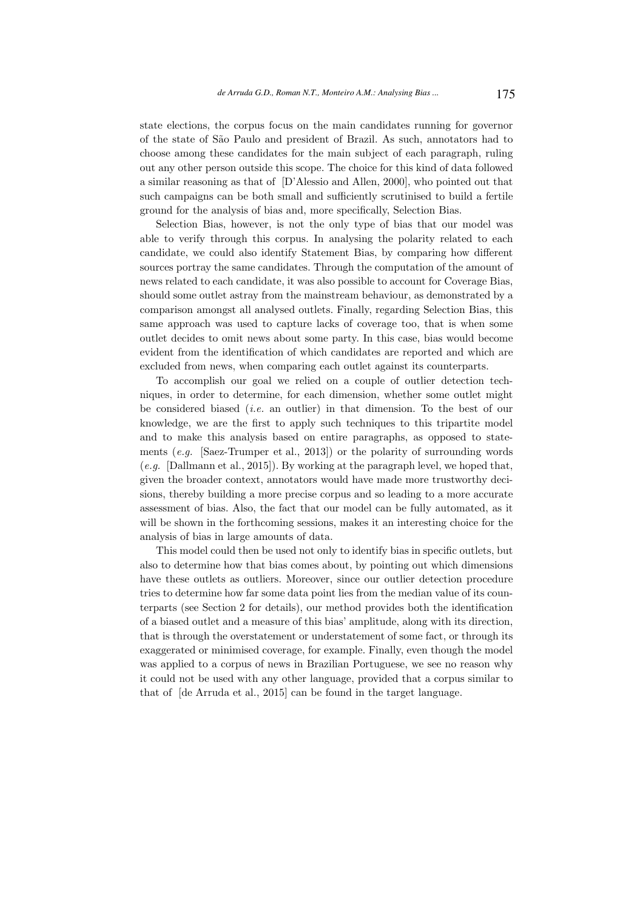state elections, the corpus focus on the main candidates running for governor of the state of São Paulo and president of Brazil. As such, annotators had to choose among these candidates for the main subject of each paragraph, ruling out any other person outside this scope. The choice for this kind of data followed a similar reasoning as that of [D'Alessio and Allen, 2000], who pointed out that such campaigns can be both small and sufficiently scrutinised to build a fertile ground for the analysis of bias and, more specifically, Selection Bias.

Selection Bias, however, is not the only type of bias that our model was able to verify through this corpus. In analysing the polarity related to each candidate, we could also identify Statement Bias, by comparing how different sources portray the same candidates. Through the computation of the amount of news related to each candidate, it was also possible to account for Coverage Bias, should some outlet astray from the mainstream behaviour, as demonstrated by a comparison amongst all analysed outlets. Finally, regarding Selection Bias, this same approach was used to capture lacks of coverage too, that is when some outlet decides to omit news about some party. In this case, bias would become evident from the identification of which candidates are reported and which are excluded from news, when comparing each outlet against its counterparts.

To accomplish our goal we relied on a couple of outlier detection techniques, in order to determine, for each dimension, whether some outlet might be considered biased (*i.e.* an outlier) in that dimension. To the best of our knowledge, we are the first to apply such techniques to this tripartite model and to make this analysis based on entire paragraphs, as opposed to statements (*e.g.* [Saez-Trumper et al., 2013]) or the polarity of surrounding words (*e.g.* [Dallmann et al., 2015]). By working at the paragraph level, we hoped that, given the broader context, annotators would have made more trustworthy decisions, thereby building a more precise corpus and so leading to a more accurate assessment of bias. Also, the fact that our model can be fully automated, as it will be shown in the forthcoming sessions, makes it an interesting choice for the analysis of bias in large amounts of data.

This model could then be used not only to identify bias in specific outlets, but also to determine how that bias comes about, by pointing out which dimensions have these outlets as outliers. Moreover, since our outlier detection procedure tries to determine how far some data point lies from the median value of its counterparts (see Section 2 for details), our method provides both the identification of a biased outlet and a measure of this bias' amplitude, along with its direction, that is through the overstatement or understatement of some fact, or through its exaggerated or minimised coverage, for example. Finally, even though the model was applied to a corpus of news in Brazilian Portuguese, we see no reason why it could not be used with any other language, provided that a corpus similar to that of [de Arruda et al., 2015] can be found in the target language.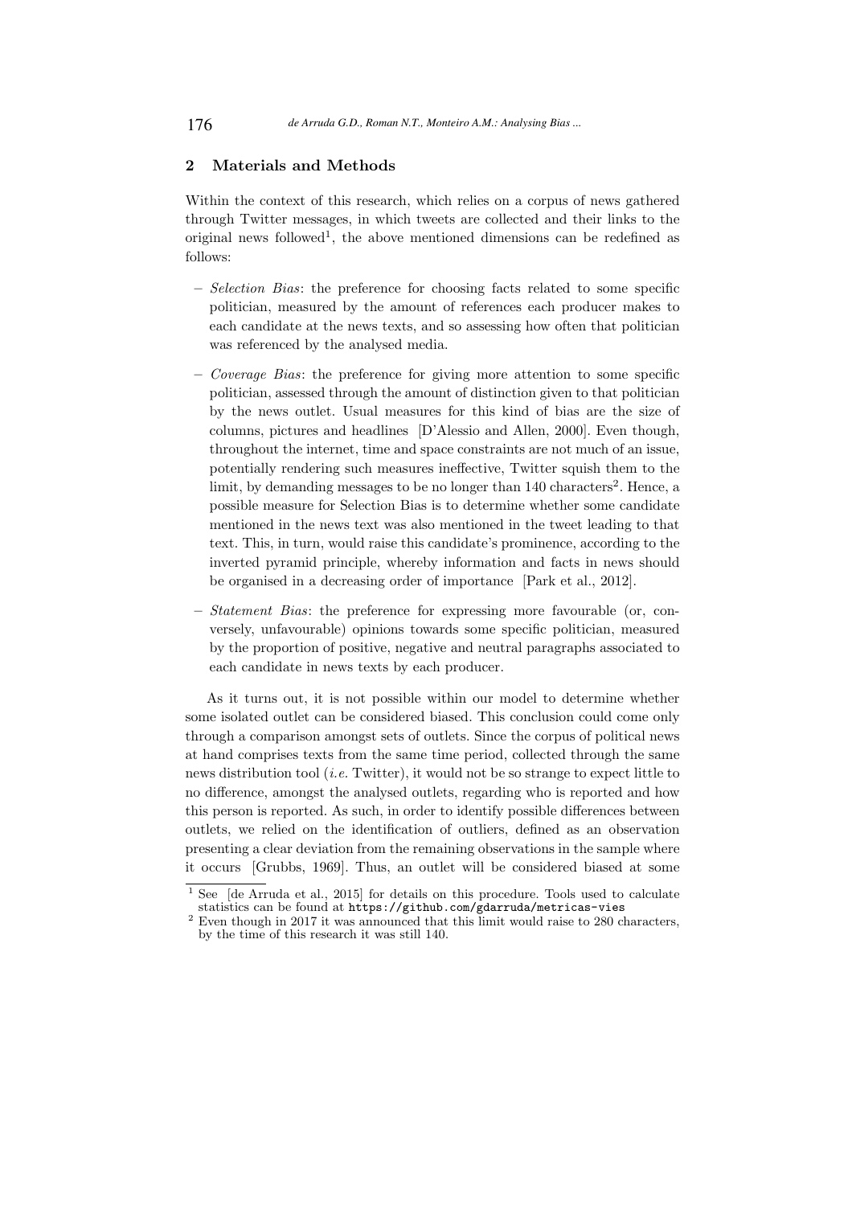## 2 Materials and Methods

Within the context of this research, which relies on a corpus of news gathered through Twitter messages, in which tweets are collected and their links to the original news followed[1], the above mentioned dimensions can be redefined as follows:

- *Selection Bias*: the preference for choosing facts related to some specific politician, measured by the amount of references each producer makes to each candidate at the news texts, and so assessing how often that politician was referenced by the analysed media.
- *Coverage Bias*: the preference for giving more attention to some specific politician, assessed through the amount of distinction given to that politician by the news outlet. Usual measures for this kind of bias are the size of columns, pictures and headlines [D'Alessio and Allen, 2000]. Even though, throughout the internet, time and space constraints are not much of an issue, potentially rendering such measures ineffective, Twitter squish them to the limit, by demanding messages to be no longer than 140 characters[2]. Hence, a possible measure for Selection Bias is to determine whether some candidate mentioned in the news text was also mentioned in the tweet leading to that text. This, in turn, would raise this candidate's prominence, according to the inverted pyramid principle, whereby information and facts in news should be organised in a decreasing order of importance [Park et al., 2012].
- *Statement Bias*: the preference for expressing more favourable (or, conversely, unfavourable) opinions towards some specific politician, measured by the proportion of positive, negative and neutral paragraphs associated to each candidate in news texts by each producer.

As it turns out, it is not possible within our model to determine whether some isolated outlet can be considered biased. This conclusion could come only through a comparison amongst sets of outlets. Since the corpus of political news at hand comprises texts from the same time period, collected through the same news distribution tool (*i.e.* Twitter), it would not be so strange to expect little to no difference, amongst the analysed outlets, regarding who is reported and how this person is reported. As such, in order to identify possible differences between outlets, we relied on the identification of outliers, defined as an observation presenting a clear deviation from the remaining observations in the sample where it occurs [Grubbs, 1969]. Thus, an outlet will be considered biased at some

---

[1] See [de Arruda et al., 2015] for details on this procedure. Tools used to calculate statistics can be found at `https://github.com/gdarruda/metricas-vies`

[2] Even though in 2017 it was announced that this limit would raise to 280 characters, by the time of this research it was still 140.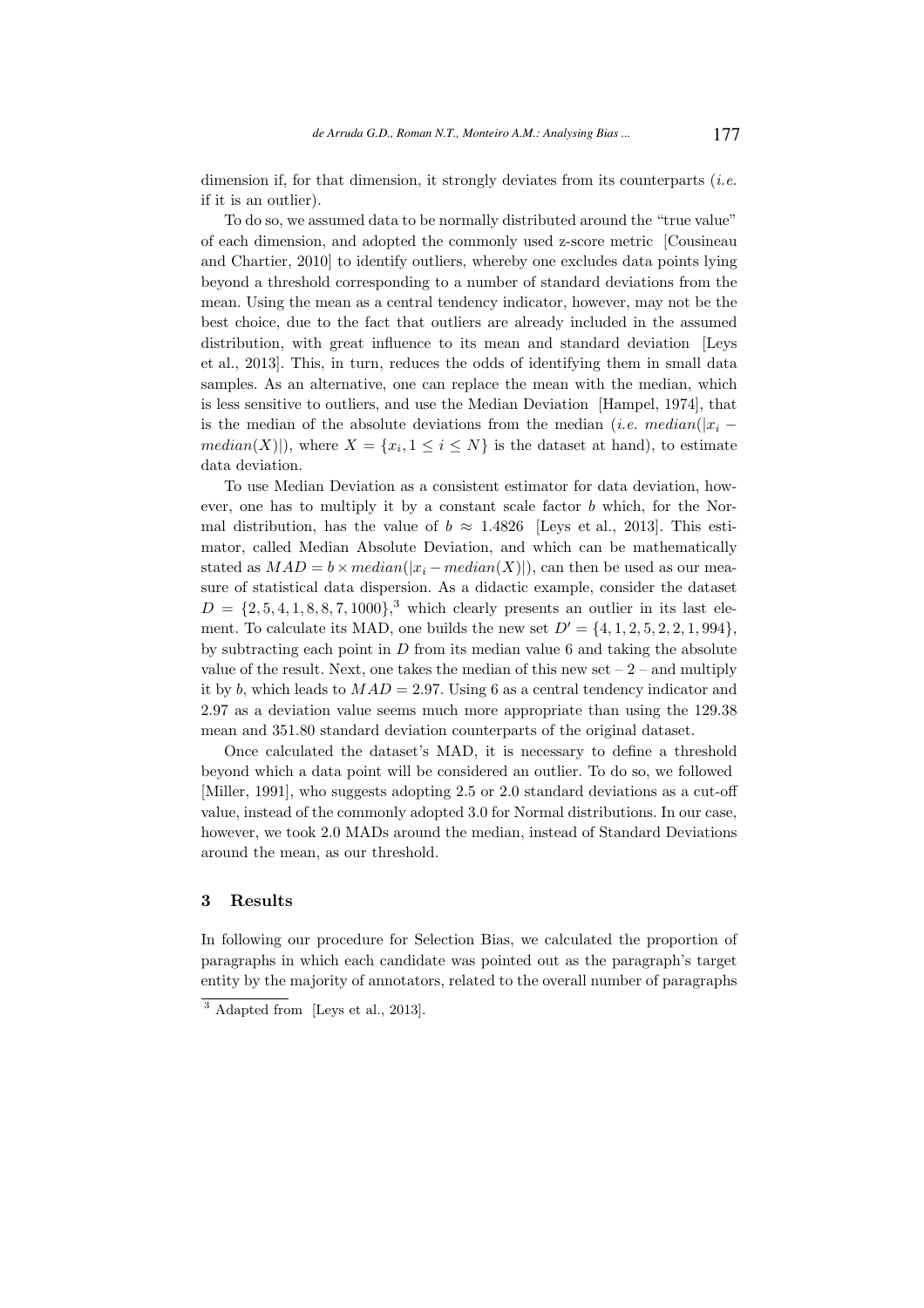dimension if, for that dimension, it strongly deviates from its counterparts (*i.e.* if it is an outlier).

To do so, we assumed data to be normally distributed around the "true value" of each dimension, and adopted the commonly used z-score metric [Cousineau and Chartier, 2010] to identify outliers, whereby one excludes data points lying beyond a threshold corresponding to a number of standard deviations from the mean. Using the mean as a central tendency indicator, however, may not be the best choice, due to the fact that outliers are already included in the assumed distribution, with great influence to its mean and standard deviation [Leys et al., 2013]. This, in turn, reduces the odds of identifying them in small data samples. As an alternative, one can replace the mean with the median, which is less sensitive to outliers, and use the Median Deviation [Hampel, 1974], that is the median of the absolute deviations from the median (*i.e.* $median(|x_i - median(X)|)$, where $X = \{x_i, 1 \leq i \leq N\}$ is the dataset at hand), to estimate data deviation.

To use Median Deviation as a consistent estimator for data deviation, however, one has to multiply it by a constant scale factor $b$ which, for the Normal distribution, has the value of $b \approx 1.4826$ [Leys et al., 2013]. This estimator, called Median Absolute Deviation, and which can be mathematically stated as $MAD = b \times median(|x_i - median(X)|)$, can then be used as our measure of statistical data dispersion. As a didactic example, consider the dataset $D = \{2, 5, 4, 1, 8, 8, 7, 1000\}$,[3] which clearly presents an outlier in its last element. To calculate its MAD, one builds the new set $D' = \{4, 1, 2, 5, 2, 2, 1, 994\}$, by subtracting each point in $D$ from its median value 6 and taking the absolute value of the result. Next, one takes the median of this new set – 2 – and multiply it by $b$, which leads to $MAD = 2.97$. Using 6 as a central tendency indicator and 2.97 as a deviation value seems much more appropriate than using the 129.38 mean and 351.80 standard deviation counterparts of the original dataset.

Once calculated the dataset's MAD, it is necessary to define a threshold beyond which a data point will be considered an outlier. To do so, we followed [Miller, 1991], who suggests adopting 2.5 or 2.0 standard deviations as a cut-off value, instead of the commonly adopted 3.0 for Normal distributions. In our case, however, we took 2.0 MADs around the median, instead of Standard Deviations around the mean, as our threshold.

## 3 Results

In following our procedure for Selection Bias, we calculated the proportion of paragraphs in which each candidate was pointed out as the paragraph's target entity by the majority of annotators, related to the overall number of paragraphs

[3] Adapted from [Leys et al., 2013].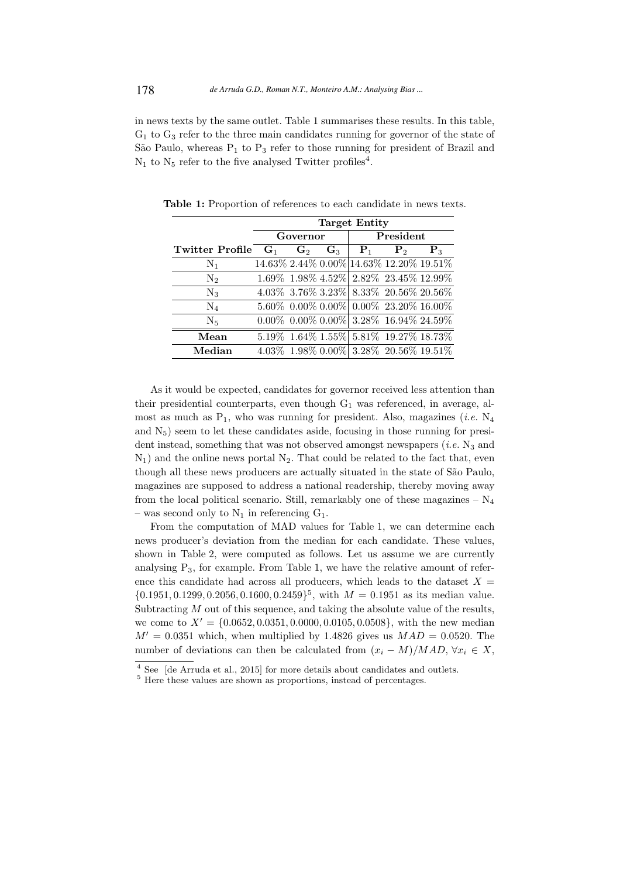in news texts by the same outlet. Table 1 summarises these results. In this table, $G_1$ to $G_3$ refer to the three main candidates running for governor of the state of São Paulo, whereas $P_1$ to $P_3$ refer to those running for president of Brazil and $N_1$ to $N_5$ refer to the five analysed Twitter profiles[4].

**Table 1:** Proportion of references to each candidate in news texts.

| | Target Entity | | | | | |
|---|---|---|---|---|---|---|
| | Governor | | | President | | |
| **Twitter Profile** | $G_1$ | $G_2$ | $G_3$ | $P_1$ | $P_2$ | $P_3$ |
| $N_1$ | 14.63% | 2.44% | 0.00% | 14.63% | 12.20% | 19.51% |
| $N_2$ | 1.69% | 1.98% | 4.52% | 2.82% | 23.45% | 12.99% |
| $N_3$ | 4.03% | 3.76% | 3.23% | 8.33% | 20.56% | 20.56% |
| $N_4$ | 5.60% | 0.00% | 0.00% | 0.00% | 23.20% | 16.00% |
| $N_5$ | 0.00% | 0.00% | 0.00% | 3.28% | 16.94% | 24.59% |
| **Mean** | 5.19% | 1.64% | 1.55% | 5.81% | 19.27% | 18.73% |
| **Median** | 4.03% | 1.98% | 0.00% | 3.28% | 20.56% | 19.51% |

As it would be expected, candidates for governor received less attention than their presidential counterparts, even though $G_1$ was referenced, in average, almost as much as $P_1$, who was running for president. Also, magazines (*i.e.* $N_4$ and $N_5$) seem to let these candidates aside, focusing in those running for president instead, something that was not observed amongst newspapers (*i.e.* $N_3$ and $N_1$) and the online news portal $N_2$. That could be related to the fact that, even though all these news producers are actually situated in the state of São Paulo, magazines are supposed to address a national readership, thereby moving away from the local political scenario. Still, remarkably one of these magazines – $N_4$ – was second only to $N_1$ in referencing $G_1$.

From the computation of MAD values for Table 1, we can determine each news producer's deviation from the median for each candidate. These values, shown in Table 2, were computed as follows. Let us assume we are currently analysing $P_3$, for example. From Table 1, we have the relative amount of reference this candidate had across all producers, which leads to the dataset $X = \{0.1951, 0.1299, 0.2056, 0.1600, 0.2459\}$[5], with $M = 0.1951$ as its median value. Subtracting $M$ out of this sequence, and taking the absolute value of the results, we come to $X' = \{0.0652, 0.0351, 0.0000, 0.0105, 0.0508\}$, with the new median $M' = 0.0351$ which, when multiplied by 1.4826 gives us $MAD = 0.0520$. The number of deviations can then be calculated from $(x_i - M)/MAD$, $\forall x_i \in X$,

[4] See [de Arruda et al., 2015] for more details about candidates and outlets.

[5] Here these values are shown as proportions, instead of percentages.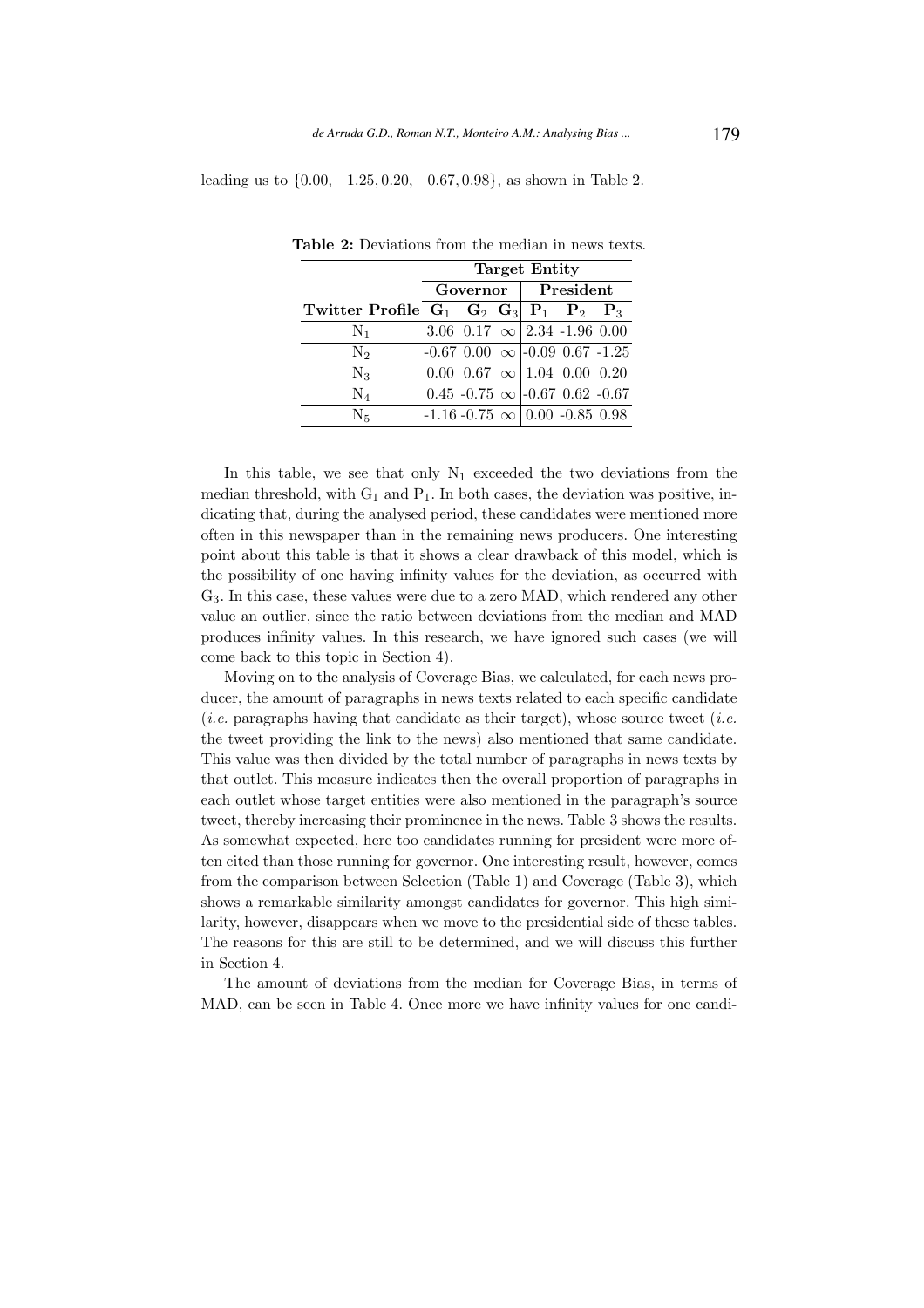leading us to $\{0.00, -1.25, 0.20, -0.67, 0.98\}$, as shown in Table 2.

**Table 2:** Deviations from the median in news texts.

| | **Target Entity** | | | | | |
|---|---|---|---|---|---|---|
| | **Governor** | | | **President** | | |
| **Twitter Profile** | $\mathbf{G_1}$ | $\mathbf{G_2}$ | $\mathbf{G_3}$ | $\mathbf{P_1}$ | $\mathbf{P_2}$ | $\mathbf{P_3}$ |
| $N_1$ | 3.06 | 0.17 | $\infty$ | 2.34 | -1.96 | 0.00 |
| $N_2$ | -0.67 | 0.00 | $\infty$ | -0.09 | 0.67 | -1.25 |
| $N_3$ | 0.00 | 0.67 | $\infty$ | 1.04 | 0.00 | 0.20 |
| $N_4$ | 0.45 | -0.75 | $\infty$ | -0.67 | 0.62 | -0.67 |
| $N_5$ | -1.16 | -0.75 | $\infty$ | 0.00 | -0.85 | 0.98 |

In this table, we see that only $N_1$ exceeded the two deviations from the median threshold, with $G_1$ and $P_1$. In both cases, the deviation was positive, indicating that, during the analysed period, these candidates were mentioned more often in this newspaper than in the remaining news producers. One interesting point about this table is that it shows a clear drawback of this model, which is the possibility of one having infinity values for the deviation, as occurred with $G_3$. In this case, these values were due to a zero MAD, which rendered any other value an outlier, since the ratio between deviations from the median and MAD produces infinity values. In this research, we have ignored such cases (we will come back to this topic in Section 4).

Moving on to the analysis of Coverage Bias, we calculated, for each news producer, the amount of paragraphs in news texts related to each specific candidate (*i.e.* paragraphs having that candidate as their target), whose source tweet (*i.e.* the tweet providing the link to the news) also mentioned that same candidate. This value was then divided by the total number of paragraphs in news texts by that outlet. This measure indicates then the overall proportion of paragraphs in each outlet whose target entities were also mentioned in the paragraph's source tweet, thereby increasing their prominence in the news. Table 3 shows the results. As somewhat expected, here too candidates running for president were more often cited than those running for governor. One interesting result, however, comes from the comparison between Selection (Table 1) and Coverage (Table 3), which shows a remarkable similarity amongst candidates for governor. This high similarity, however, disappears when we move to the presidential side of these tables. The reasons for this are still to be determined, and we will discuss this further in Section 4.

The amount of deviations from the median for Coverage Bias, in terms of MAD, can be seen in Table 4. Once more we have infinity values for one candi-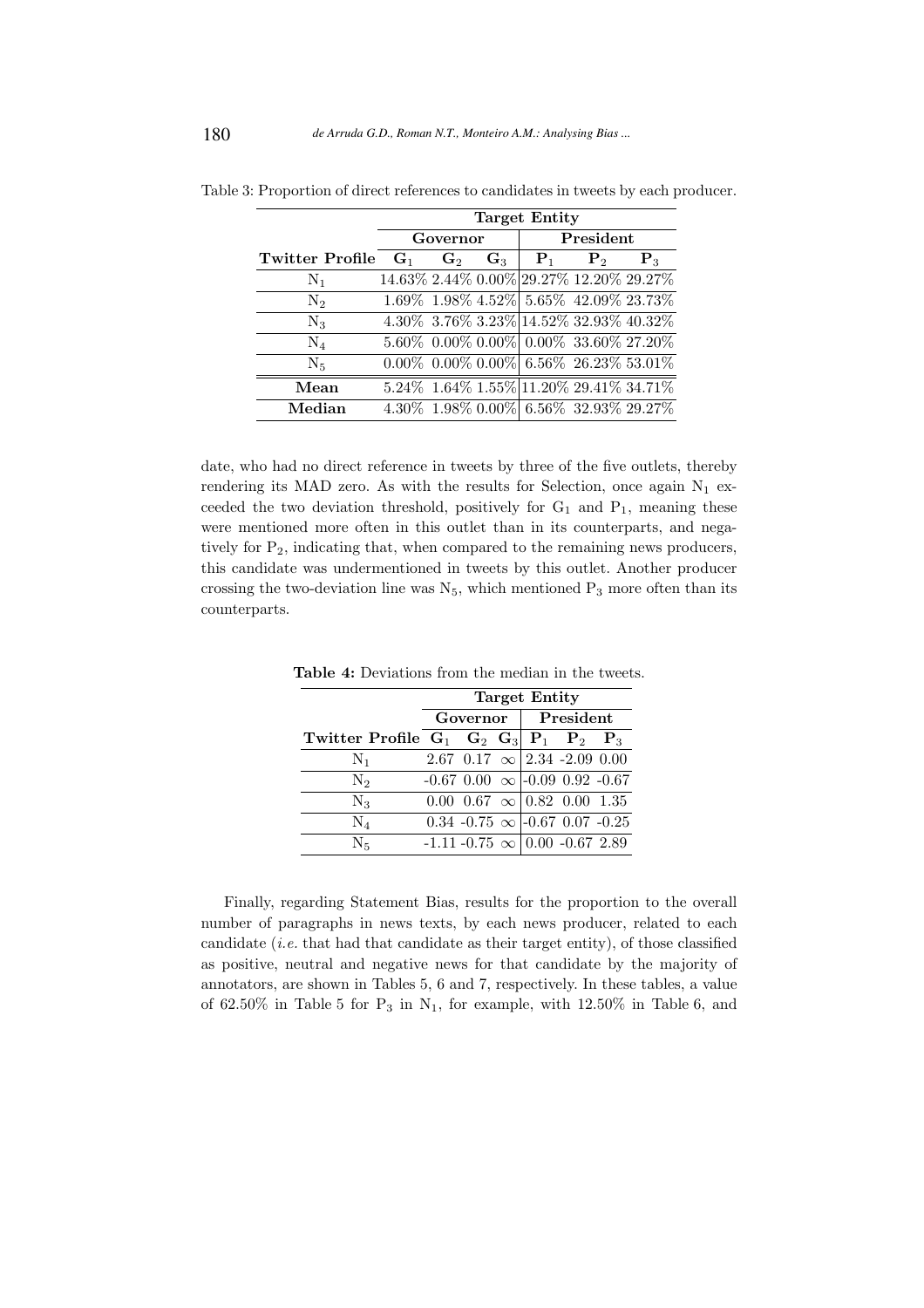Table 3: Proportion of direct references to candidates in tweets by each producer.

| | Target Entity | | | | | |
|---|---|---|---|---|---|---|
| | Governor | | | President | | |
| **Twitter Profile** | $G_1$ | $G_2$ | $G_3$ | $P_1$ | $P_2$ | $P_3$ |
| $N_1$ | 14.63% | 2.44% | 0.00% | 29.27% | 12.20% | 29.27% |
| $N_2$ | 1.69% | 1.98% | 4.52% | 5.65% | 42.09% | 23.73% |
| $N_3$ | 4.30% | 3.76% | 3.23% | 14.52% | 32.93% | 40.32% |
| $N_4$ | 5.60% | 0.00% | 0.00% | 0.00% | 33.60% | 27.20% |
| $N_5$ | 0.00% | 0.00% | 0.00% | 6.56% | 26.23% | 53.01% |
| **Mean** | 5.24% | 1.64% | 1.55% | 11.20% | 29.41% | 34.71% |
| **Median** | 4.30% | 1.98% | 0.00% | 6.56% | 32.93% | 29.27% |

date, who had no direct reference in tweets by three of the five outlets, thereby rendering its MAD zero. As with the results for Selection, once again $N_1$ exceeded the two deviation threshold, positively for $G_1$ and $P_1$, meaning these were mentioned more often in this outlet than in its counterparts, and negatively for $P_2$, indicating that, when compared to the remaining news producers, this candidate was undermentioned in tweets by this outlet. Another producer crossing the two-deviation line was $N_5$, which mentioned $P_3$ more often than its counterparts.

**Table 4:** Deviations from the median in the tweets.

| | Target Entity | | | | | |
|---|---|---|---|---|---|---|
| | Governor | | | President | | |
| **Twitter Profile** | $G_1$ | $G_2$ | $G_3$ | $P_1$ | $P_2$ | $P_3$ |
| $N_1$ | 2.67 | 0.17 | $\infty$ | 2.34 | -2.09 | 0.00 |
| $N_2$ | -0.67 | 0.00 | $\infty$ | -0.09 | 0.92 | -0.67 |
| $N_3$ | 0.00 | 0.67 | $\infty$ | 0.82 | 0.00 | 1.35 |
| $N_4$ | 0.34 | -0.75 | $\infty$ | -0.67 | 0.07 | -0.25 |
| $N_5$ | -1.11 | -0.75 | $\infty$ | 0.00 | -0.67 | 2.89 |

Finally, regarding Statement Bias, results for the proportion to the overall number of paragraphs in news texts, by each news producer, related to each candidate (*i.e.* that had that candidate as their target entity), of those classified as positive, neutral and negative news for that candidate by the majority of annotators, are shown in Tables 5, 6 and 7, respectively. In these tables, a value of 62.50% in Table 5 for $P_3$ in $N_1$, for example, with 12.50% in Table 6, and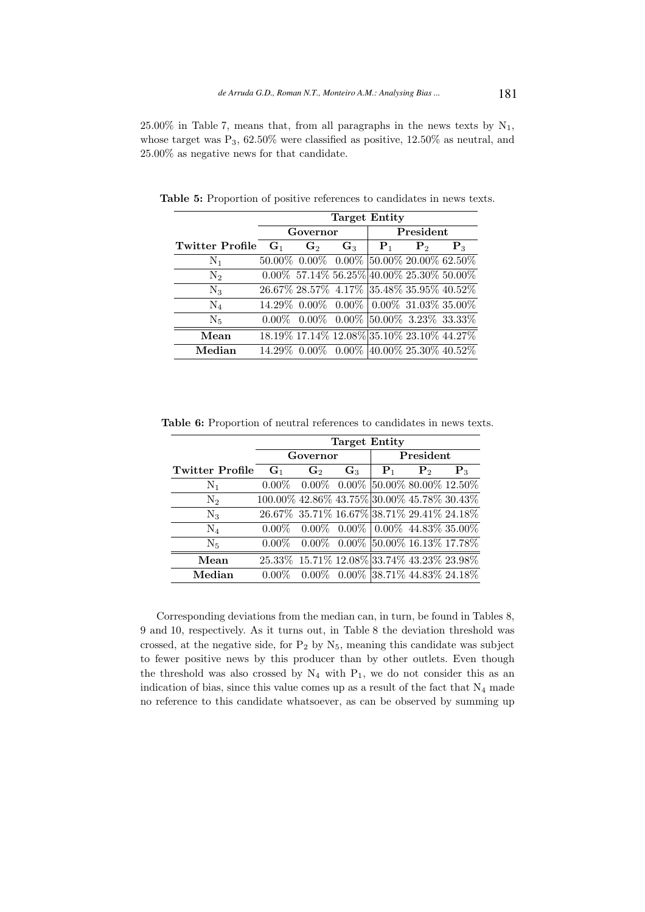25.00% in Table 7, means that, from all paragraphs in the news texts by $N_1$, whose target was $P_3$, 62.50% were classified as positive, 12.50% as neutral, and 25.00% as negative news for that candidate.

**Table 5:** Proportion of positive references to candidates in news texts.

| | **Target Entity** | | | | | |
|---|---|---|---|---|---|---|
| | **Governor** | | | **President** | | |
| **Twitter Profile** | $\mathbf{G}_1$ | $\mathbf{G}_2$ | $\mathbf{G}_3$ | $\mathbf{P}_1$ | $\mathbf{P}_2$ | $\mathbf{P}_3$ |
| $N_1$ | 50.00% | 0.00% | 0.00% | 50.00% | 20.00% | 62.50% |
| $N_2$ | 0.00% | 57.14% | 56.25% | 40.00% | 25.30% | 50.00% |
| $N_3$ | 26.67% | 28.57% | 4.17% | 35.48% | 35.95% | 40.52% |
| $N_4$ | 14.29% | 0.00% | 0.00% | 0.00% | 31.03% | 35.00% |
| $N_5$ | 0.00% | 0.00% | 0.00% | 50.00% | 3.23% | 33.33% |
| **Mean** | 18.19% | 17.14% | 12.08% | 35.10% | 23.10% | 44.27% |
| **Median** | 14.29% | 0.00% | 0.00% | 40.00% | 25.30% | 40.52% |

**Table 6:** Proportion of neutral references to candidates in news texts.

| | **Target Entity** | | | | | |
|---|---|---|---|---|---|---|
| | **Governor** | | | **President** | | |
| **Twitter Profile** | $\mathbf{G}_1$ | $\mathbf{G}_2$ | $\mathbf{G}_3$ | $\mathbf{P}_1$ | $\mathbf{P}_2$ | $\mathbf{P}_3$ |
| $N_1$ | 0.00% | 0.00% | 0.00% | 50.00% | 80.00% | 12.50% |
| $N_2$ | 100.00% | 42.86% | 43.75% | 30.00% | 45.78% | 30.43% |
| $N_3$ | 26.67% | 35.71% | 16.67% | 38.71% | 29.41% | 24.18% |
| $N_4$ | 0.00% | 0.00% | 0.00% | 0.00% | 44.83% | 35.00% |
| $N_5$ | 0.00% | 0.00% | 0.00% | 50.00% | 16.13% | 17.78% |
| **Mean** | 25.33% | 15.71% | 12.08% | 33.74% | 43.23% | 23.98% |
| **Median** | 0.00% | 0.00% | 0.00% | 38.71% | 44.83% | 24.18% |

Corresponding deviations from the median can, in turn, be found in Tables 8, 9 and 10, respectively. As it turns out, in Table 8 the deviation threshold was crossed, at the negative side, for $P_2$ by $N_5$, meaning this candidate was subject to fewer positive news by this producer than by other outlets. Even though the threshold was also crossed by $N_4$ with $P_1$, we do not consider this as an indication of bias, since this value comes up as a result of the fact that $N_4$ made no reference to this candidate whatsoever, as can be observed by summing up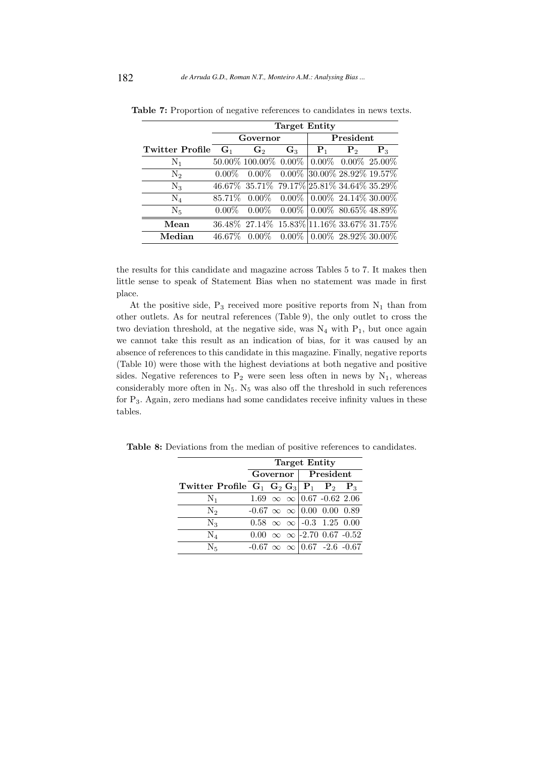**Table 7:** Proportion of negative references to candidates in news texts.

| | Target Entity | | | | | |
|---|---|---|---|---|---|---|
| | Governor | | | President | | |
| **Twitter Profile** | $\mathbf{G}_1$ | $\mathbf{G}_2$ | $\mathbf{G}_3$ | $\mathbf{P}_1$ | $\mathbf{P}_2$ | $\mathbf{P}_3$ |
| $N_1$ | 50.00% | 100.00% | 0.00% | 0.00% | 0.00% | 25.00% |
| $N_2$ | 0.00% | 0.00% | 0.00% | 30.00% | 28.92% | 19.57% |
| $N_3$ | 46.67% | 35.71% | 79.17% | 25.81% | 34.64% | 35.29% |
| $N_4$ | 85.71% | 0.00% | 0.00% | 0.00% | 24.14% | 30.00% |
| $N_5$ | 0.00% | 0.00% | 0.00% | 0.00% | 80.65% | 48.89% |
| **Mean** | 36.48% | 27.14% | 15.83% | 11.16% | 33.67% | 31.75% |
| **Median** | 46.67% | 0.00% | 0.00% | 0.00% | 28.92% | 30.00% |

the results for this candidate and magazine across Tables 5 to 7. It makes then little sense to speak of Statement Bias when no statement was made in first place.

At the positive side, $P_3$ received more positive reports from $N_1$ than from other outlets. As for neutral references (Table 9), the only outlet to cross the two deviation threshold, at the negative side, was $N_4$ with $P_1$, but once again we cannot take this result as an indication of bias, for it was caused by an absence of references to this candidate in this magazine. Finally, negative reports (Table 10) were those with the highest deviations at both negative and positive sides. Negative references to $P_2$ were seen less often in news by $N_1$, whereas considerably more often in $N_5$. $N_5$ was also off the threshold in such references for $P_3$. Again, zero medians had some candidates receive infinity values in these tables.

**Table 8:** Deviations from the median of positive references to candidates.

| | Target Entity | | | | | |
|---|---|---|---|---|---|---|
| | Governor | | | President | | |
| **Twitter Profile** | $\mathbf{G}_1$ | $\mathbf{G}_2$ | $\mathbf{G}_3$ | $\mathbf{P}_1$ | $\mathbf{P}_2$ | $\mathbf{P}_3$ |
| $N_1$ | 1.69 | $\infty$ | $\infty$ | 0.67 | -0.62 | 2.06 |
| $N_2$ | -0.67 | $\infty$ | $\infty$ | 0.00 | 0.00 | 0.89 |
| $N_3$ | 0.58 | $\infty$ | $\infty$ | -0.3 | 1.25 | 0.00 |
| $N_4$ | 0.00 | $\infty$ | $\infty$ | -2.70 | 0.67 | -0.52 |
| $N_5$ | -0.67 | $\infty$ | $\infty$ | 0.67 | -2.6 | -0.67 |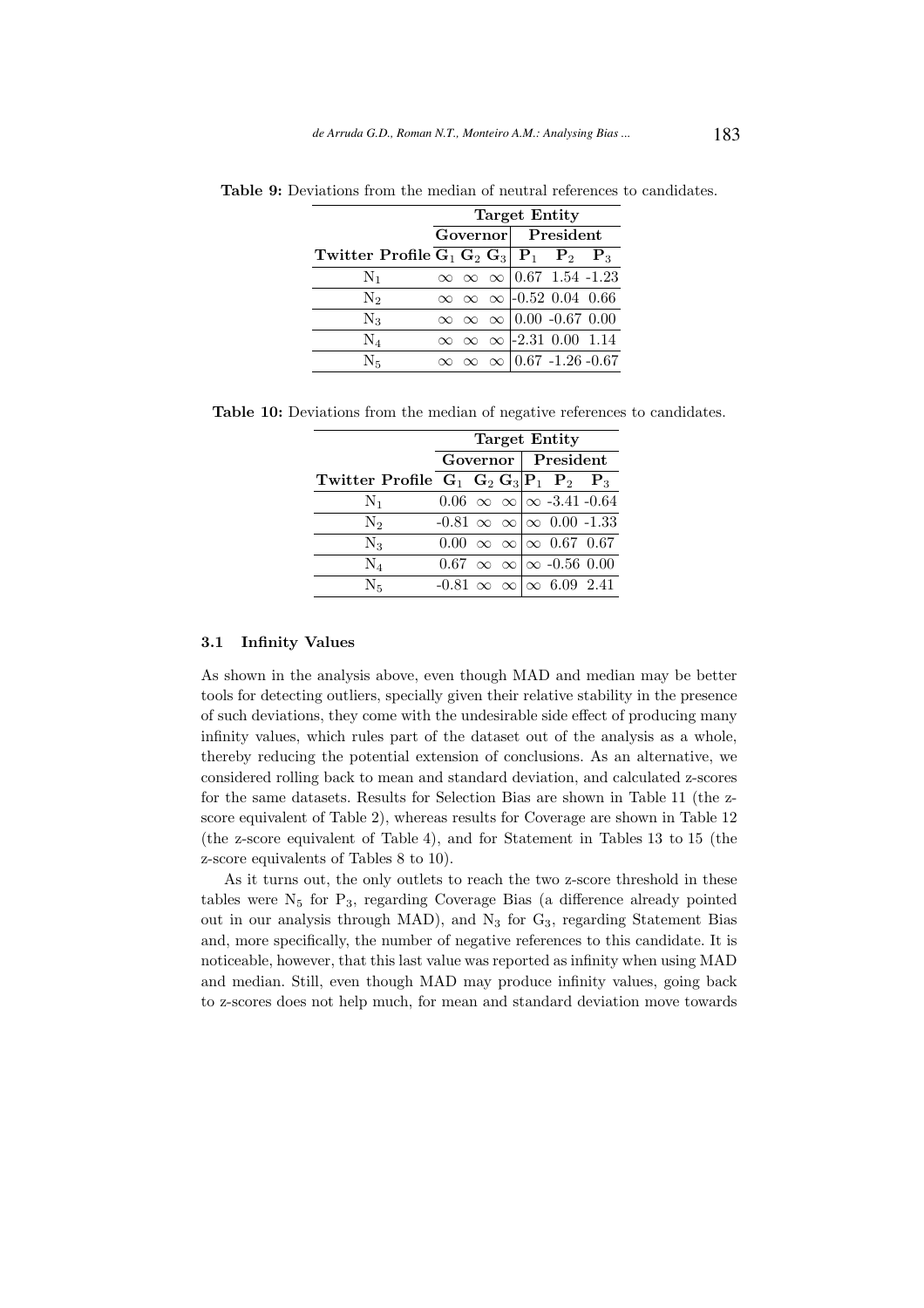**Table 9:** Deviations from the median of neutral references to candidates.

| | Target Entity | | | | | |
|---|---|---|---|---|---|---|
| | Governor | | | President | | |
| **Twitter Profile** | $G_1$ | $G_2$ | $G_3$ | $P_1$ | $P_2$ | $P_3$ |
| $N_1$ | $\infty$ | $\infty$ | $\infty$ | 0.67 | 1.54 | -1.23 |
| $N_2$ | $\infty$ | $\infty$ | $\infty$ | -0.52 | 0.04 | 0.66 |
| $N_3$ | $\infty$ | $\infty$ | $\infty$ | 0.00 | -0.67 | 0.00 |
| $N_4$ | $\infty$ | $\infty$ | $\infty$ | -2.31 | 0.00 | 1.14 |
| $N_5$ | $\infty$ | $\infty$ | $\infty$ | 0.67 | -1.26 | -0.67 |

**Table 10:** Deviations from the median of negative references to candidates.

| | Target Entity | | | | | |
|---|---|---|---|---|---|---|
| | Governor | | | President | | |
| **Twitter Profile** | $G_1$ | $G_2$ | $G_3$ | $P_1$ | $P_2$ | $P_3$ |
| $N_1$ | 0.06 | $\infty$ | $\infty$ | $\infty$ | -3.41 | -0.64 |
| $N_2$ | -0.81 | $\infty$ | $\infty$ | $\infty$ | 0.00 | -1.33 |
| $N_3$ | 0.00 | $\infty$ | $\infty$ | $\infty$ | 0.67 | 0.67 |
| $N_4$ | 0.67 | $\infty$ | $\infty$ | $\infty$ | -0.56 | 0.00 |
| $N_5$ | -0.81 | $\infty$ | $\infty$ | $\infty$ | 6.09 | 2.41 |

### 3.1 Infinity Values

As shown in the analysis above, even though MAD and median may be better tools for detecting outliers, specially given their relative stability in the presence of such deviations, they come with the undesirable side effect of producing many infinity values, which rules part of the dataset out of the analysis as a whole, thereby reducing the potential extension of conclusions. As an alternative, we considered rolling back to mean and standard deviation, and calculated z-scores for the same datasets. Results for Selection Bias are shown in Table 11 (the z-score equivalent of Table 2), whereas results for Coverage are shown in Table 12 (the z-score equivalent of Table 4), and for Statement in Tables 13 to 15 (the z-score equivalents of Tables 8 to 10).

As it turns out, the only outlets to reach the two z-score threshold in these tables were $N_5$ for $P_3$, regarding Coverage Bias (a difference already pointed out in our analysis through MAD), and $N_3$ for $G_3$, regarding Statement Bias and, more specifically, the number of negative references to this candidate. It is noticeable, however, that this last value was reported as infinity when using MAD and median. Still, even though MAD may produce infinity values, going back to z-scores does not help much, for mean and standard deviation move towards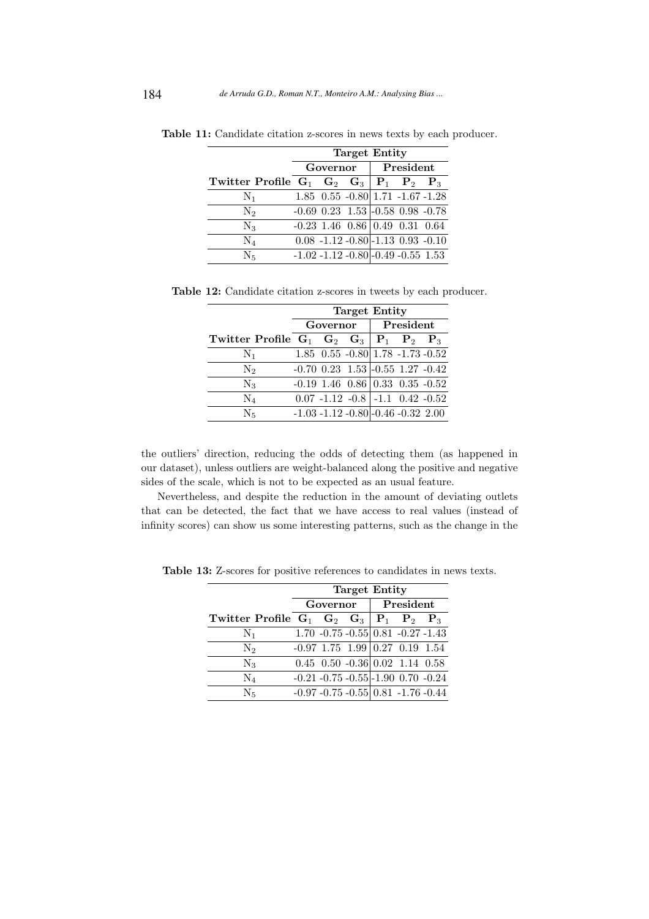**Table 11:** Candidate citation z-scores in news texts by each producer.

| | Target Entity | | | | | |
|---|---|---|---|---|---|---|
| | Governor | | | President | | |
| **Twitter Profile** | $\mathbf{G}_1$ | $\mathbf{G}_2$ | $\mathbf{G}_3$ | $\mathbf{P}_1$ | $\mathbf{P}_2$ | $\mathbf{P}_3$ |
| $N_1$ | 1.85 | 0.55 | -0.80 | 1.71 | -1.67 | -1.28 |
| $N_2$ | -0.69 | 0.23 | 1.53 | -0.58 | 0.98 | -0.78 |
| $N_3$ | -0.23 | 1.46 | 0.86 | 0.49 | 0.31 | 0.64 |
| $N_4$ | 0.08 | -1.12 | -0.80 | -1.13 | 0.93 | -0.10 |
| $N_5$ | -1.02 | -1.12 | -0.80 | -0.49 | -0.55 | 1.53 |

**Table 12:** Candidate citation z-scores in tweets by each producer.

| | Target Entity | | | | | |
|---|---|---|---|---|---|---|
| | Governor | | | President | | |
| **Twitter Profile** | $\mathbf{G}_1$ | $\mathbf{G}_2$ | $\mathbf{G}_3$ | $\mathbf{P}_1$ | $\mathbf{P}_2$ | $\mathbf{P}_3$ |
| $N_1$ | 1.85 | 0.55 | -0.80 | 1.78 | -1.73 | -0.52 |
| $N_2$ | -0.70 | 0.23 | 1.53 | -0.55 | 1.27 | -0.42 |
| $N_3$ | -0.19 | 1.46 | 0.86 | 0.33 | 0.35 | -0.52 |
| $N_4$ | 0.07 | -1.12 | -0.8 | -1.1 | 0.42 | -0.52 |
| $N_5$ | -1.03 | -1.12 | -0.80 | -0.46 | -0.32 | 2.00 |

the outliers' direction, reducing the odds of detecting them (as happened in our dataset), unless outliers are weight-balanced along the positive and negative sides of the scale, which is not to be expected as an usual feature.

Nevertheless, and despite the reduction in the amount of deviating outlets that can be detected, the fact that we have access to real values (instead of infinity scores) can show us some interesting patterns, such as the change in the

**Table 13:** Z-scores for positive references to candidates in news texts.

| | Target Entity | | | | | |
|---|---|---|---|---|---|---|
| | Governor | | | President | | |
| **Twitter Profile** | $\mathbf{G}_1$ | $\mathbf{G}_2$ | $\mathbf{G}_3$ | $\mathbf{P}_1$ | $\mathbf{P}_2$ | $\mathbf{P}_3$ |
| $N_1$ | 1.70 | -0.75 | -0.55 | 0.81 | -0.27 | -1.43 |
| $N_2$ | -0.97 | 1.75 | 1.99 | 0.27 | 0.19 | 1.54 |
| $N_3$ | 0.45 | 0.50 | -0.36 | 0.02 | 1.14 | 0.58 |
| $N_4$ | -0.21 | -0.75 | -0.55 | -1.90 | 0.70 | -0.24 |
| $N_5$ | -0.97 | -0.75 | -0.55 | 0.81 | -1.76 | -0.44 |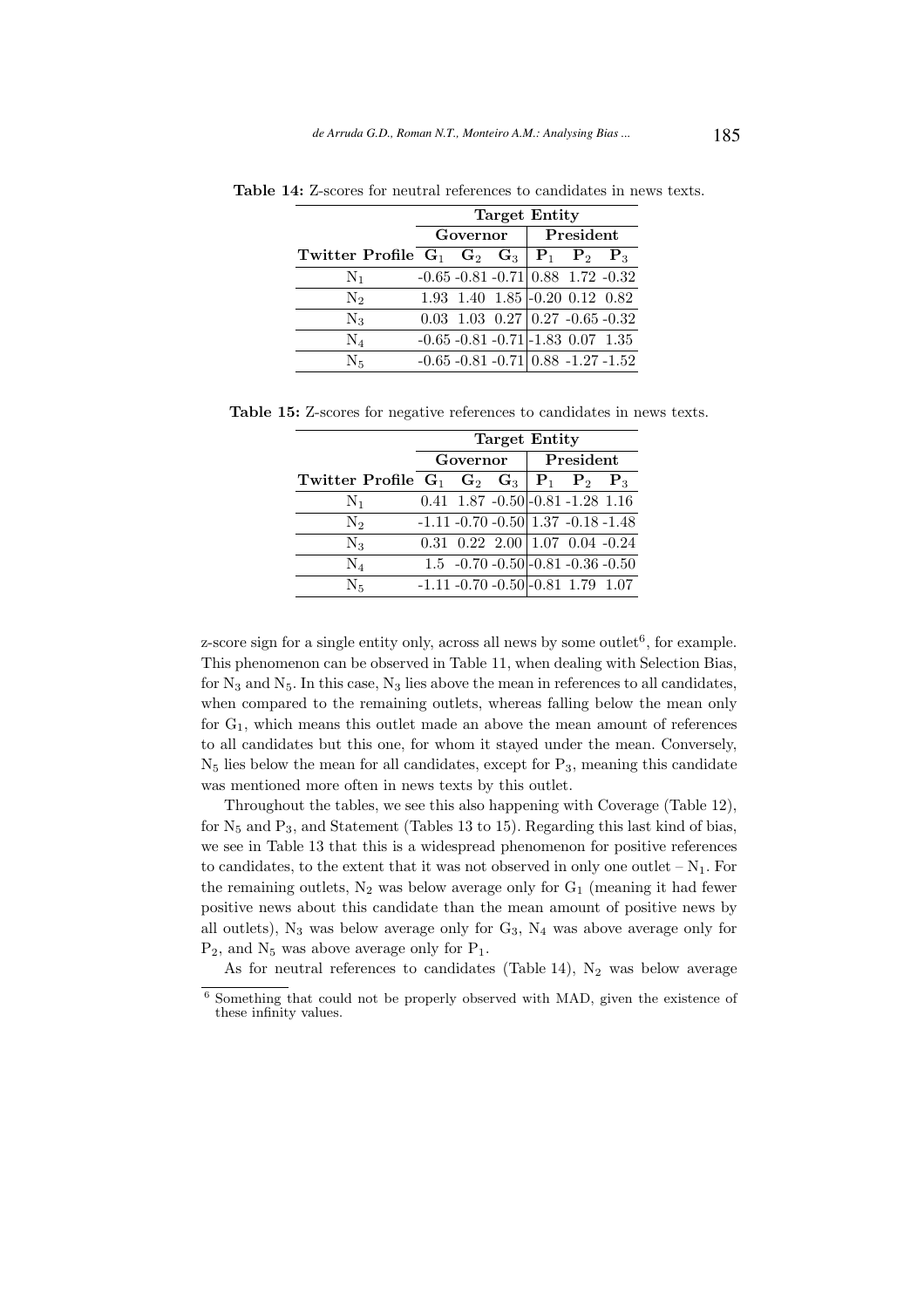**Table 14:** Z-scores for neutral references to candidates in news texts.

| | Target Entity | | | | | |
|---|---|---|---|---|---|---|
| | Governor | | | President | | |
| **Twitter Profile** | $G_1$ | $G_2$ | $G_3$ | $P_1$ | $P_2$ | $P_3$ |
| $N_1$ | -0.65 | -0.81 | -0.71 | 0.88 | 1.72 | -0.32 |
| $N_2$ | 1.93 | 1.40 | 1.85 | -0.20 | 0.12 | 0.82 |
| $N_3$ | 0.03 | 1.03 | 0.27 | 0.27 | -0.65 | -0.32 |
| $N_4$ | -0.65 | -0.81 | -0.71 | -1.83 | 0.07 | 1.35 |
| $N_5$ | -0.65 | -0.81 | -0.71 | 0.88 | -1.27 | -1.52 |

**Table 15:** Z-scores for negative references to candidates in news texts.

| | Target Entity | | | | | |
|---|---|---|---|---|---|---|
| | Governor | | | President | | |
| **Twitter Profile** | $G_1$ | $G_2$ | $G_3$ | $P_1$ | $P_2$ | $P_3$ |
| $N_1$ | 0.41 | 1.87 | -0.50 | -0.81 | -1.28 | 1.16 |
| $N_2$ | -1.11 | -0.70 | -0.50 | 1.37 | -0.18 | -1.48 |
| $N_3$ | 0.31 | 0.22 | 2.00 | 1.07 | 0.04 | -0.24 |
| $N_4$ | 1.5 | -0.70 | -0.50 | -0.81 | -0.36 | -0.50 |
| $N_5$ | -1.11 | -0.70 | -0.50 | -0.81 | 1.79 | 1.07 |

z-score sign for a single entity only, across all news by some outlet[6], for example. This phenomenon can be observed in Table 11, when dealing with Selection Bias, for $N_3$ and $N_5$. In this case, $N_3$ lies above the mean in references to all candidates, when compared to the remaining outlets, whereas falling below the mean only for $G_1$, which means this outlet made an above the mean amount of references to all candidates but this one, for whom it stayed under the mean. Conversely, $N_5$ lies below the mean for all candidates, except for $P_3$, meaning this candidate was mentioned more often in news texts by this outlet.

Throughout the tables, we see this also happening with Coverage (Table 12), for $N_5$ and $P_3$, and Statement (Tables 13 to 15). Regarding this last kind of bias, we see in Table 13 that this is a widespread phenomenon for positive references to candidates, to the extent that it was not observed in only one outlet – $N_1$. For the remaining outlets, $N_2$ was below average only for $G_1$ (meaning it had fewer positive news about this candidate than the mean amount of positive news by all outlets), $N_3$ was below average only for $G_3$, $N_4$ was above average only for $P_2$, and $N_5$ was above average only for $P_1$.

As for neutral references to candidates (Table 14), $N_2$ was below average

[6] Something that could not be properly observed with MAD, given the existence of these infinity values.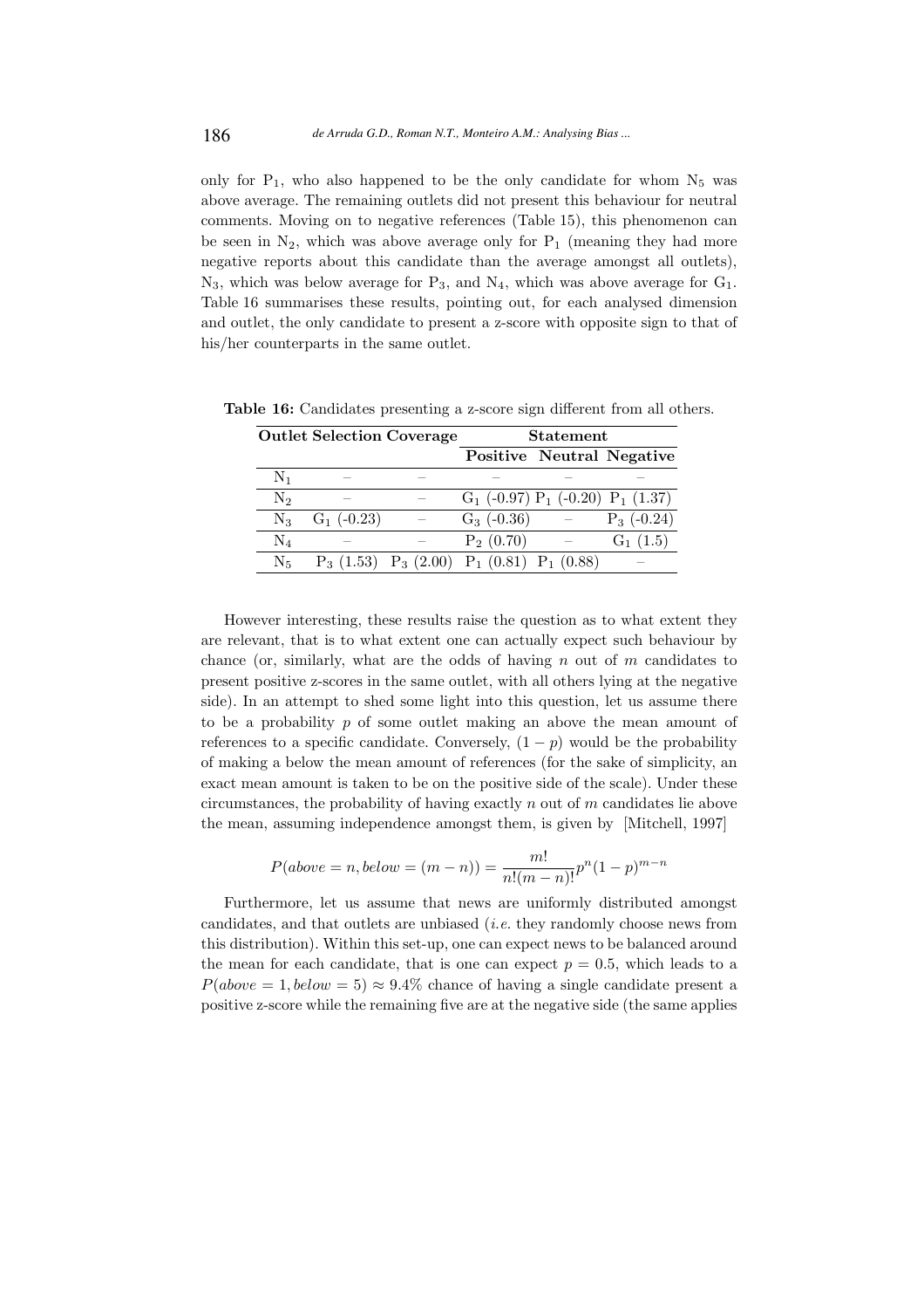only for $P_1$, who also happened to be the only candidate for whom $N_5$ was above average. The remaining outlets did not present this behaviour for neutral comments. Moving on to negative references (Table 15), this phenomenon can be seen in $N_2$, which was above average only for $P_1$ (meaning they had more negative reports about this candidate than the average amongst all outlets), $N_3$, which was below average for $P_3$, and $N_4$, which was above average for $G_1$. Table 16 summarises these results, pointing out, for each analysed dimension and outlet, the only candidate to present a z-score with opposite sign to that of his/her counterparts in the same outlet.

**Table 16:** Candidates presenting a z-score sign different from all others.

| Outlet | Selection | Coverage | Statement | | |
|---|---|---|---|---|---|
| | | | **Positive** | **Neutral** | **Negative** |
| $N_1$ | – | – | – | – | – |
| $N_2$ | – | – | $G_1$ (-0.97) | $P_1$ (-0.20) | $P_1$ (1.37) |
| $N_3$ | $G_1$ (-0.23) | – | $G_3$ (-0.36) | – | $P_3$ (-0.24) |
| $N_4$ | – | – | $P_2$ (0.70) | – | $G_1$ (1.5) |
| $N_5$ | $P_3$ (1.53) | $P_3$ (2.00) | $P_1$ (0.81) | $P_1$ (0.88) | – |

However interesting, these results raise the question as to what extent they are relevant, that is to what extent one can actually expect such behaviour by chance (or, similarly, what are the odds of having $n$ out of $m$ candidates to present positive z-scores in the same outlet, with all others lying at the negative side). In an attempt to shed some light into this question, let us assume there to be a probability $p$ of some outlet making an above the mean amount of references to a specific candidate. Conversely, $(1 - p)$ would be the probability of making a below the mean amount of references (for the sake of simplicity, an exact mean amount is taken to be on the positive side of the scale). Under these circumstances, the probability of having exactly $n$ out of $m$ candidates lie above the mean, assuming independence amongst them, is given by [Mitchell, 1997]

$$P(above = n, below = (m - n)) = \frac{m!}{n!(m - n)!} p^n (1 - p)^{m-n}$$

Furthermore, let us assume that news are uniformly distributed amongst candidates, and that outlets are unbiased (*i.e.* they randomly choose news from this distribution). Within this set-up, one can expect news to be balanced around the mean for each candidate, that is one can expect $p = 0.5$, which leads to a $P(above = 1, below = 5) \approx 9.4\%$ chance of having a single candidate present a positive z-score while the remaining five are at the negative side (the same applies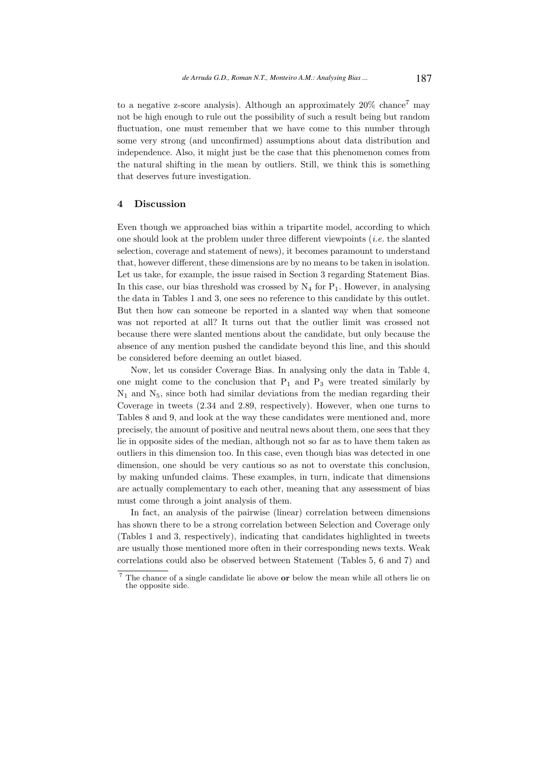to a negative z-score analysis). Although an approximately 20% chance[7] may not be high enough to rule out the possibility of such a result being but random fluctuation, one must remember that we have come to this number through some very strong (and unconfirmed) assumptions about data distribution and independence. Also, it might just be the case that this phenomenon comes from the natural shifting in the mean by outliers. Still, we think this is something that deserves future investigation.

## 4 Discussion

Even though we approached bias within a tripartite model, according to which one should look at the problem under three different viewpoints (*i.e.* the slanted selection, coverage and statement of news), it becomes paramount to understand that, however different, these dimensions are by no means to be taken in isolation. Let us take, for example, the issue raised in Section 3 regarding Statement Bias. In this case, our bias threshold was crossed by $N_4$ for $P_1$. However, in analysing the data in Tables 1 and 3, one sees no reference to this candidate by this outlet. But then how can someone be reported in a slanted way when that someone was not reported at all? It turns out that the outlier limit was crossed not because there were slanted mentions about the candidate, but only because the absence of any mention pushed the candidate beyond this line, and this should be considered before deeming an outlet biased.

Now, let us consider Coverage Bias. In analysing only the data in Table 4, one might come to the conclusion that $P_1$ and $P_3$ were treated similarly by $N_1$ and $N_5$, since both had similar deviations from the median regarding their Coverage in tweets (2.34 and 2.89, respectively). However, when one turns to Tables 8 and 9, and look at the way these candidates were mentioned and, more precisely, the amount of positive and neutral news about them, one sees that they lie in opposite sides of the median, although not so far as to have them taken as outliers in this dimension too. In this case, even though bias was detected in one dimension, one should be very cautious so as not to overstate this conclusion, by making unfunded claims. These examples, in turn, indicate that dimensions are actually complementary to each other, meaning that any assessment of bias must come through a joint analysis of them.

In fact, an analysis of the pairwise (linear) correlation between dimensions has shown there to be a strong correlation between Selection and Coverage only (Tables 1 and 3, respectively), indicating that candidates highlighted in tweets are usually those mentioned more often in their corresponding news texts. Weak correlations could also be observed between Statement (Tables 5, 6 and 7) and

[7] The chance of a single candidate lie above **or** below the mean while all others lie on the opposite side.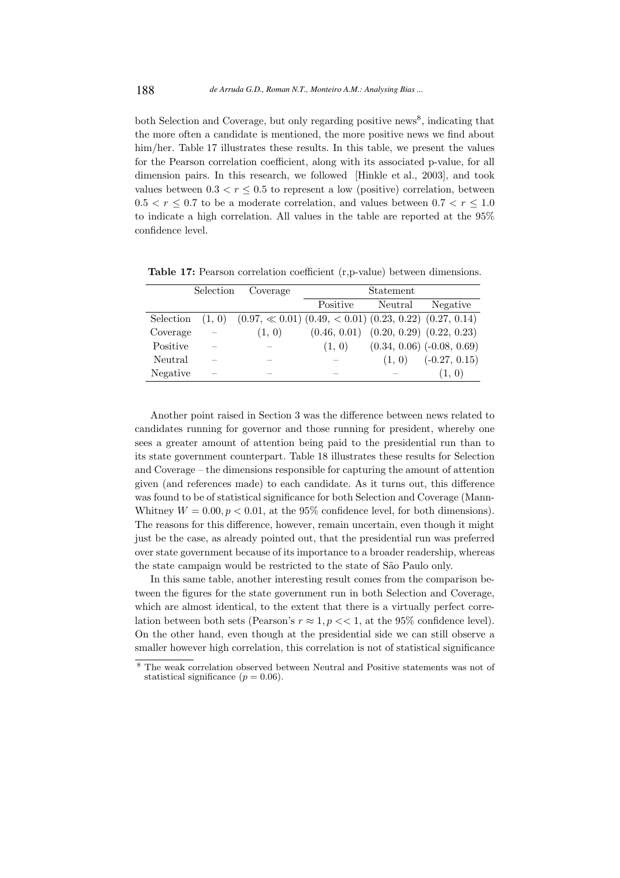both Selection and Coverage, but only regarding positive news[8], indicating that the more often a candidate is mentioned, the more positive news we find about him/her. Table 17 illustrates these results. In this table, we present the values for the Pearson correlation coefficient, along with its associated p-value, for all dimension pairs. In this research, we followed [Hinkle et al., 2003], and took values between $0.3 < r \leq 0.5$ to represent a low (positive) correlation, between $0.5 < r \leq 0.7$ to be a moderate correlation, and values between $0.7 < r \leq 1.0$ to indicate a high correlation. All values in the table are reported at the 95% confidence level.

**Table 17:** Pearson correlation coefficient (r,p-value) between dimensions.

| | Selection | Coverage | Statement | | |
|---|---|---|---|---|---|
| | | | Positive | Neutral | Negative |
| Selection | (1, 0) | (0.97, $\ll 0.01$) | (0.49, $< 0.01$) | (0.23, 0.22) | (0.27, 0.14) |
| Coverage | – | (1, 0) | (0.46, 0.01) | (0.20, 0.29) | (0.22, 0.23) |
| Positive | – | – | (1, 0) | (0.34, 0.06) | (-0.08, 0.69) |
| Neutral | – | – | – | (1, 0) | (-0.27, 0.15) |
| Negative | – | – | – | – | (1, 0) |

Another point raised in Section 3 was the difference between news related to candidates running for governor and those running for president, whereby one sees a greater amount of attention being paid to the presidential run than to its state government counterpart. Table 18 illustrates these results for Selection and Coverage – the dimensions responsible for capturing the amount of attention given (and references made) to each candidate. As it turns out, this difference was found to be of statistical significance for both Selection and Coverage (Mann-Whitney $W = 0.00, p < 0.01$, at the 95% confidence level, for both dimensions). The reasons for this difference, however, remain uncertain, even though it might just be the case, as already pointed out, that the presidential run was preferred over state government because of its importance to a broader readership, whereas the state campaign would be restricted to the state of São Paulo only.

In this same table, another interesting result comes from the comparison between the figures for the state government run in both Selection and Coverage, which are almost identical, to the extent that there is a virtually perfect correlation between both sets (Pearson's $r \approx 1, p << 1$, at the 95% confidence level). On the other hand, even though at the presidential side we can still observe a smaller however high correlation, this correlation is not of statistical significance

[8] The weak correlation observed between Neutral and Positive statements was not of statistical significance ($p = 0.06$).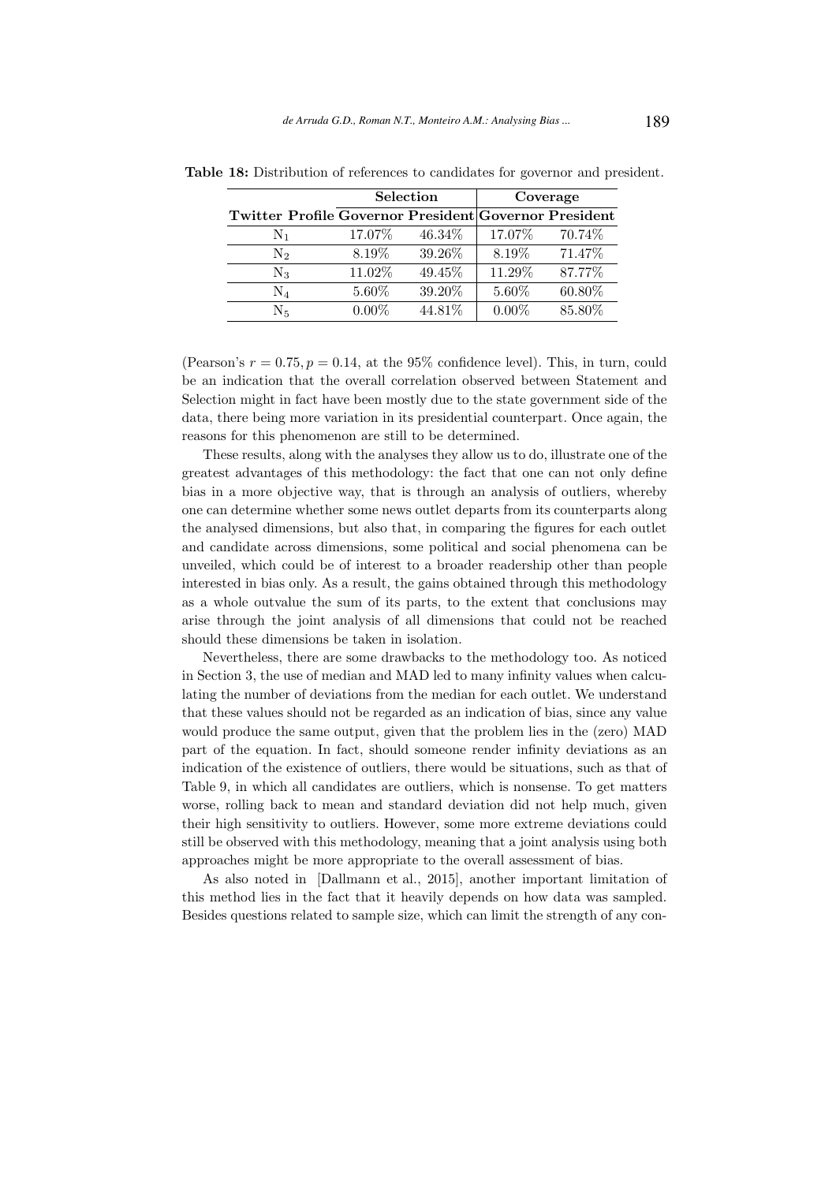**Table 18:** Distribution of references to candidates for governor and president.

| | **Selection** | | **Coverage** | |
|---|---|---|---|---|
| **Twitter Profile** | **Governor** | **President** | **Governor** | **President** |
| $N_1$ | 17.07% | 46.34% | 17.07% | 70.74% |
| $N_2$ | 8.19% | 39.26% | 8.19% | 71.47% |
| $N_3$ | 11.02% | 49.45% | 11.29% | 87.77% |
| $N_4$ | 5.60% | 39.20% | 5.60% | 60.80% |
| $N_5$ | 0.00% | 44.81% | 0.00% | 85.80% |

(Pearson's $r = 0.75, p = 0.14$, at the 95% confidence level). This, in turn, could be an indication that the overall correlation observed between Statement and Selection might in fact have been mostly due to the state government side of the data, there being more variation in its presidential counterpart. Once again, the reasons for this phenomenon are still to be determined.

These results, along with the analyses they allow us to do, illustrate one of the greatest advantages of this methodology: the fact that one can not only define bias in a more objective way, that is through an analysis of outliers, whereby one can determine whether some news outlet departs from its counterparts along the analysed dimensions, but also that, in comparing the figures for each outlet and candidate across dimensions, some political and social phenomena can be unveiled, which could be of interest to a broader readership other than people interested in bias only. As a result, the gains obtained through this methodology as a whole outvalue the sum of its parts, to the extent that conclusions may arise through the joint analysis of all dimensions that could not be reached should these dimensions be taken in isolation.

Nevertheless, there are some drawbacks to the methodology too. As noticed in Section 3, the use of median and MAD led to many infinity values when calculating the number of deviations from the median for each outlet. We understand that these values should not be regarded as an indication of bias, since any value would produce the same output, given that the problem lies in the (zero) MAD part of the equation. In fact, should someone render infinity deviations as an indication of the existence of outliers, there would be situations, such as that of Table 9, in which all candidates are outliers, which is nonsense. To get matters worse, rolling back to mean and standard deviation did not help much, given their high sensitivity to outliers. However, some more extreme deviations could still be observed with this methodology, meaning that a joint analysis using both approaches might be more appropriate to the overall assessment of bias.

As also noted in [Dallmann et al., 2015], another important limitation of this method lies in the fact that it heavily depends on how data was sampled. Besides questions related to sample size, which can limit the strength of any con-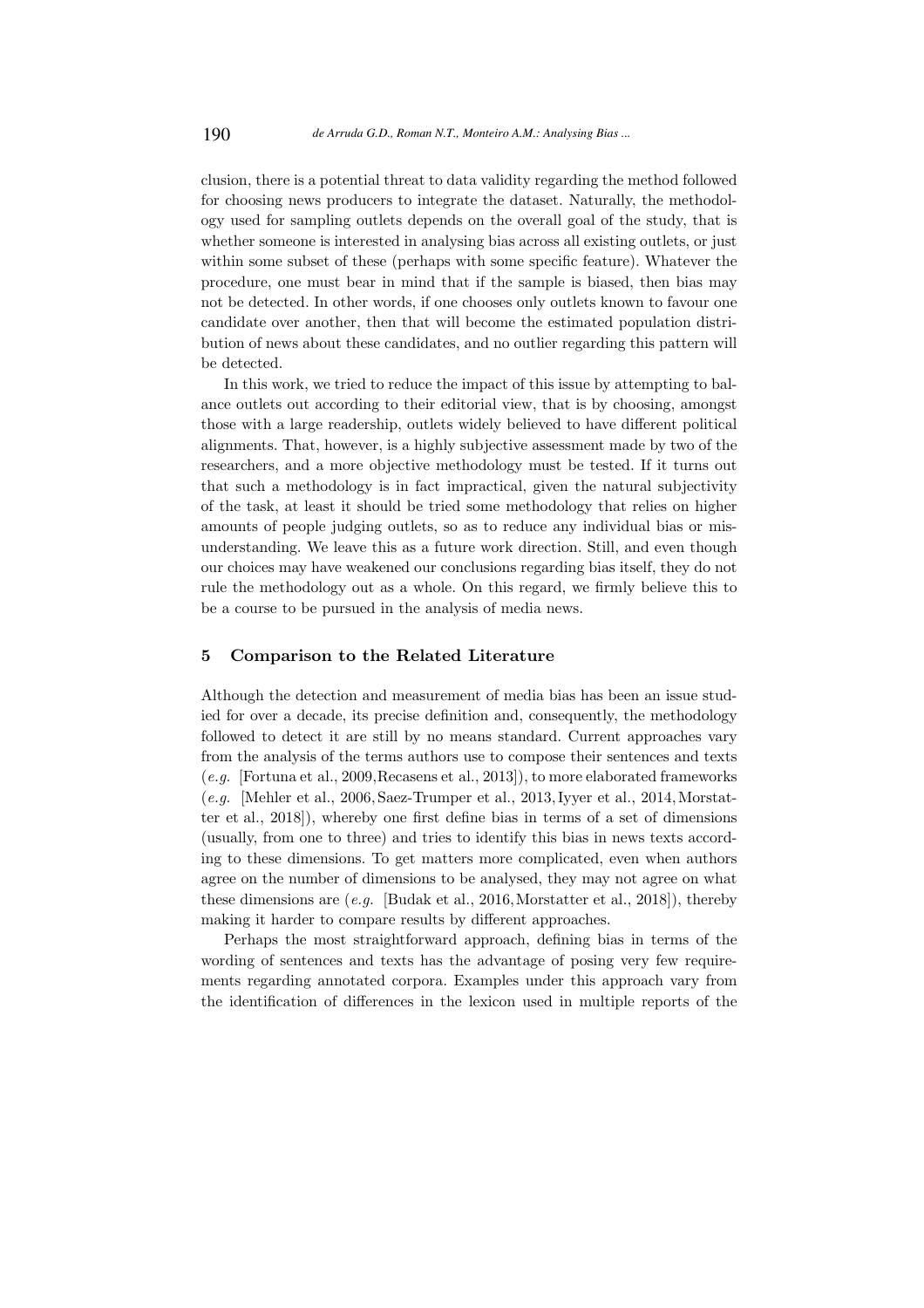clusion, there is a potential threat to data validity regarding the method followed for choosing news producers to integrate the dataset. Naturally, the methodology used for sampling outlets depends on the overall goal of the study, that is whether someone is interested in analysing bias across all existing outlets, or just within some subset of these (perhaps with some specific feature). Whatever the procedure, one must bear in mind that if the sample is biased, then bias may not be detected. In other words, if one chooses only outlets known to favour one candidate over another, then that will become the estimated population distribution of news about these candidates, and no outlier regarding this pattern will be detected.

In this work, we tried to reduce the impact of this issue by attempting to balance outlets out according to their editorial view, that is by choosing, amongst those with a large readership, outlets widely believed to have different political alignments. That, however, is a highly subjective assessment made by two of the researchers, and a more objective methodology must be tested. If it turns out that such a methodology is in fact impractical, given the natural subjectivity of the task, at least it should be tried some methodology that relies on higher amounts of people judging outlets, so as to reduce any individual bias or misunderstanding. We leave this as a future work direction. Still, and even though our choices may have weakened our conclusions regarding bias itself, they do not rule the methodology out as a whole. On this regard, we firmly believe this to be a course to be pursued in the analysis of media news.

## 5 Comparison to the Related Literature

Although the detection and measurement of media bias has been an issue studied for over a decade, its precise definition and, consequently, the methodology followed to detect it are still by no means standard. Current approaches vary from the analysis of the terms authors use to compose their sentences and texts (*e.g.* [Fortuna et al., 2009, Recasens et al., 2013]), to more elaborated frameworks (*e.g.* [Mehler et al., 2006, Saez-Trumper et al., 2013, Iyyer et al., 2014, Morstatter et al., 2018]), whereby one first define bias in terms of a set of dimensions (usually, from one to three) and tries to identify this bias in news texts according to these dimensions. To get matters more complicated, even when authors agree on the number of dimensions to be analysed, they may not agree on what these dimensions are (*e.g.* [Budak et al., 2016, Morstatter et al., 2018]), thereby making it harder to compare results by different approaches.

Perhaps the most straightforward approach, defining bias in terms of the wording of sentences and texts has the advantage of posing very few requirements regarding annotated corpora. Examples under this approach vary from the identification of differences in the lexicon used in multiple reports of the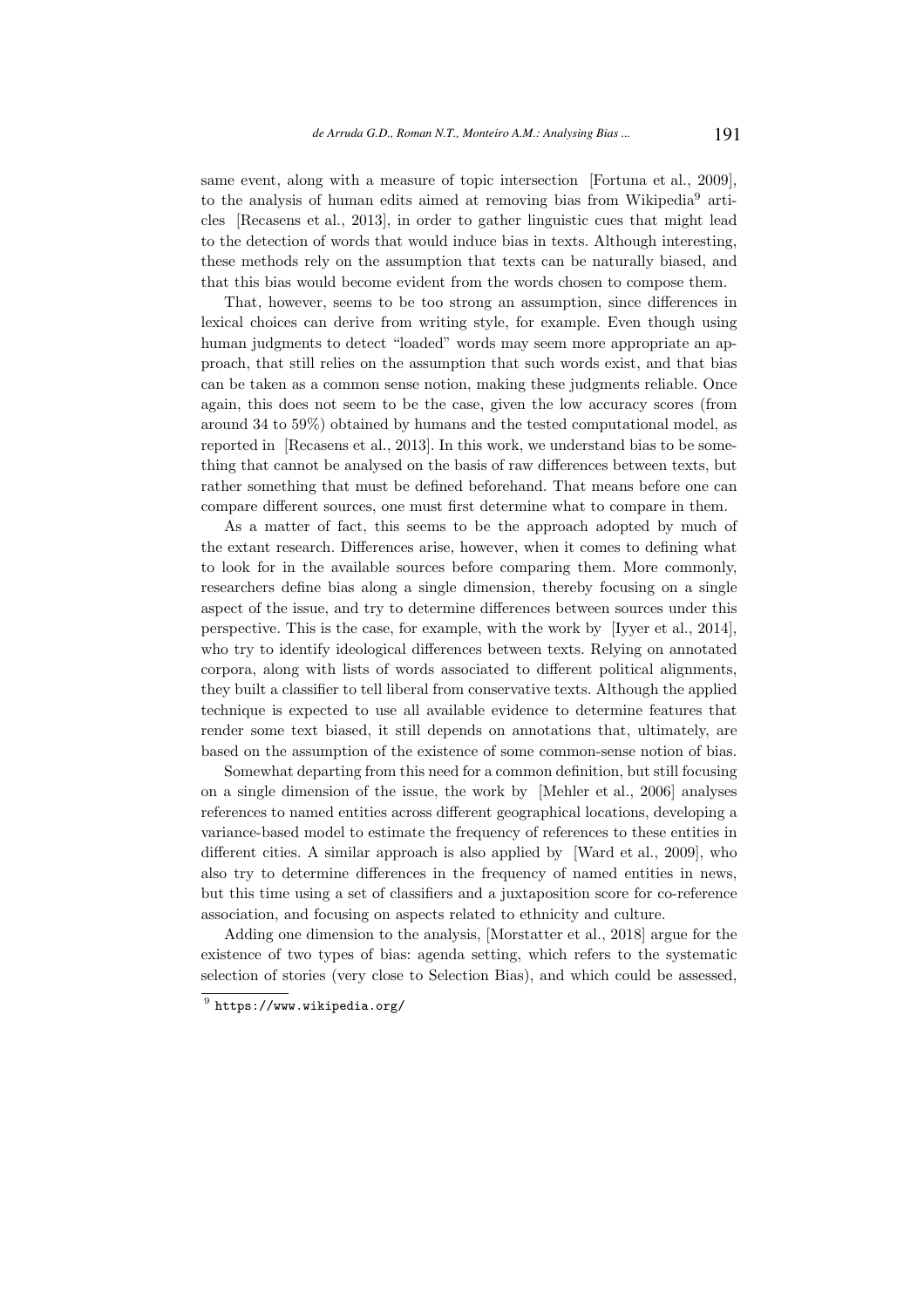same event, along with a measure of topic intersection [Fortuna et al., 2009], to the analysis of human edits aimed at removing bias from Wikipedia[9] articles [Recasens et al., 2013], in order to gather linguistic cues that might lead to the detection of words that would induce bias in texts. Although interesting, these methods rely on the assumption that texts can be naturally biased, and that this bias would become evident from the words chosen to compose them.

That, however, seems to be too strong an assumption, since differences in lexical choices can derive from writing style, for example. Even though using human judgments to detect "loaded" words may seem more appropriate an approach, that still relies on the assumption that such words exist, and that bias can be taken as a common sense notion, making these judgments reliable. Once again, this does not seem to be the case, given the low accuracy scores (from around 34 to 59%) obtained by humans and the tested computational model, as reported in [Recasens et al., 2013]. In this work, we understand bias to be something that cannot be analysed on the basis of raw differences between texts, but rather something that must be defined beforehand. That means before one can compare different sources, one must first determine what to compare in them.

As a matter of fact, this seems to be the approach adopted by much of the extant research. Differences arise, however, when it comes to defining what to look for in the available sources before comparing them. More commonly, researchers define bias along a single dimension, thereby focusing on a single aspect of the issue, and try to determine differences between sources under this perspective. This is the case, for example, with the work by [Iyyer et al., 2014], who try to identify ideological differences between texts. Relying on annotated corpora, along with lists of words associated to different political alignments, they built a classifier to tell liberal from conservative texts. Although the applied technique is expected to use all available evidence to determine features that render some text biased, it still depends on annotations that, ultimately, are based on the assumption of the existence of some common-sense notion of bias.

Somewhat departing from this need for a common definition, but still focusing on a single dimension of the issue, the work by [Mehler et al., 2006] analyses references to named entities across different geographical locations, developing a variance-based model to estimate the frequency of references to these entities in different cities. A similar approach is also applied by [Ward et al., 2009], who also try to determine differences in the frequency of named entities in news, but this time using a set of classifiers and a juxtaposition score for co-reference association, and focusing on aspects related to ethnicity and culture.

Adding one dimension to the analysis, [Morstatter et al., 2018] argue for the existence of two types of bias: agenda setting, which refers to the systematic selection of stories (very close to Selection Bias), and which could be assessed,

[9] https://www.wikipedia.org/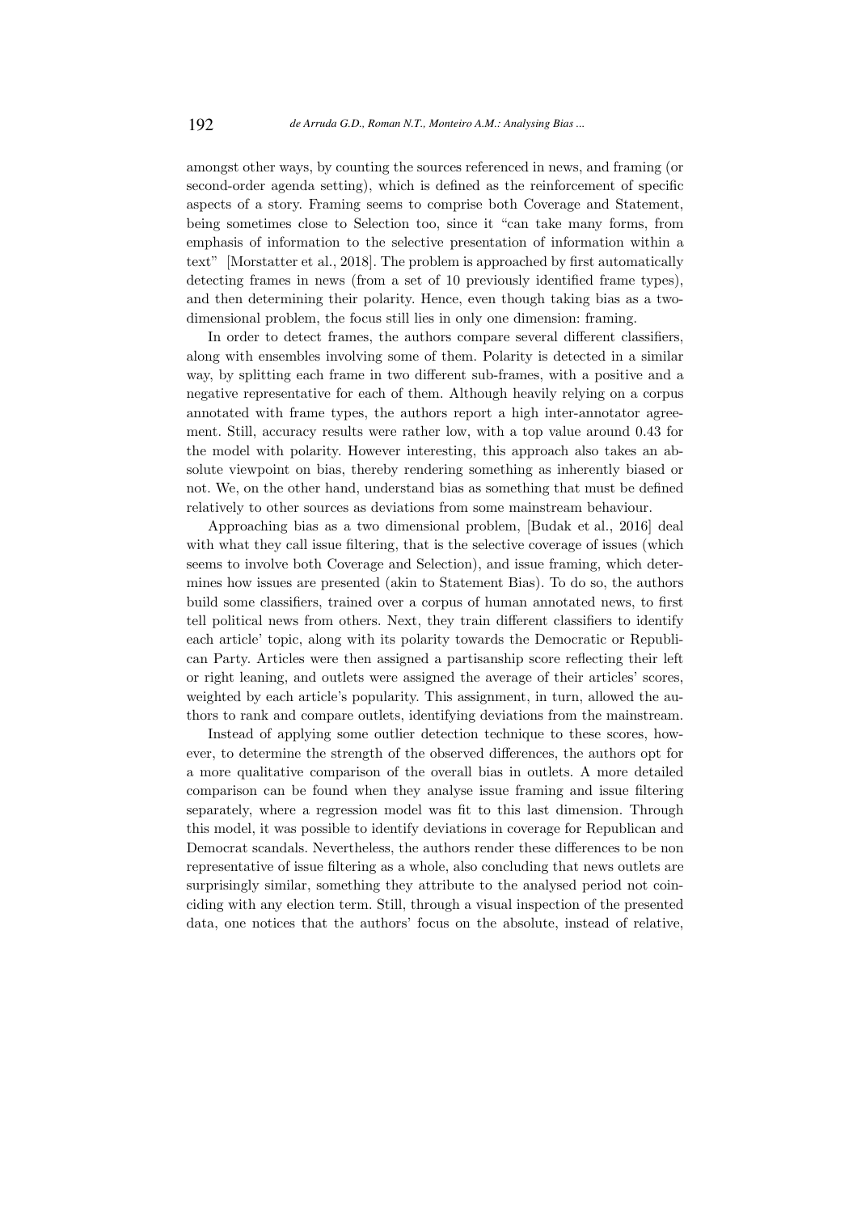amongst other ways, by counting the sources referenced in news, and framing (or second-order agenda setting), which is defined as the reinforcement of specific aspects of a story. Framing seems to comprise both Coverage and Statement, being sometimes close to Selection too, since it "can take many forms, from emphasis of information to the selective presentation of information within a text" [Morstatter et al., 2018]. The problem is approached by first automatically detecting frames in news (from a set of 10 previously identified frame types), and then determining their polarity. Hence, even though taking bias as a two-dimensional problem, the focus still lies in only one dimension: framing.

In order to detect frames, the authors compare several different classifiers, along with ensembles involving some of them. Polarity is detected in a similar way, by splitting each frame in two different sub-frames, with a positive and a negative representative for each of them. Although heavily relying on a corpus annotated with frame types, the authors report a high inter-annotator agreement. Still, accuracy results were rather low, with a top value around 0.43 for the model with polarity. However interesting, this approach also takes an absolute viewpoint on bias, thereby rendering something as inherently biased or not. We, on the other hand, understand bias as something that must be defined relatively to other sources as deviations from some mainstream behaviour.

Approaching bias as a two dimensional problem, [Budak et al., 2016] deal with what they call issue filtering, that is the selective coverage of issues (which seems to involve both Coverage and Selection), and issue framing, which determines how issues are presented (akin to Statement Bias). To do so, the authors build some classifiers, trained over a corpus of human annotated news, to first tell political news from others. Next, they train different classifiers to identify each article' topic, along with its polarity towards the Democratic or Republican Party. Articles were then assigned a partisanship score reflecting their left or right leaning, and outlets were assigned the average of their articles' scores, weighted by each article's popularity. This assignment, in turn, allowed the authors to rank and compare outlets, identifying deviations from the mainstream.

Instead of applying some outlier detection technique to these scores, however, to determine the strength of the observed differences, the authors opt for a more qualitative comparison of the overall bias in outlets. A more detailed comparison can be found when they analyse issue framing and issue filtering separately, where a regression model was fit to this last dimension. Through this model, it was possible to identify deviations in coverage for Republican and Democrat scandals. Nevertheless, the authors render these differences to be non representative of issue filtering as a whole, also concluding that news outlets are surprisingly similar, something they attribute to the analysed period not coinciding with any election term. Still, through a visual inspection of the presented data, one notices that the authors' focus on the absolute, instead of relative,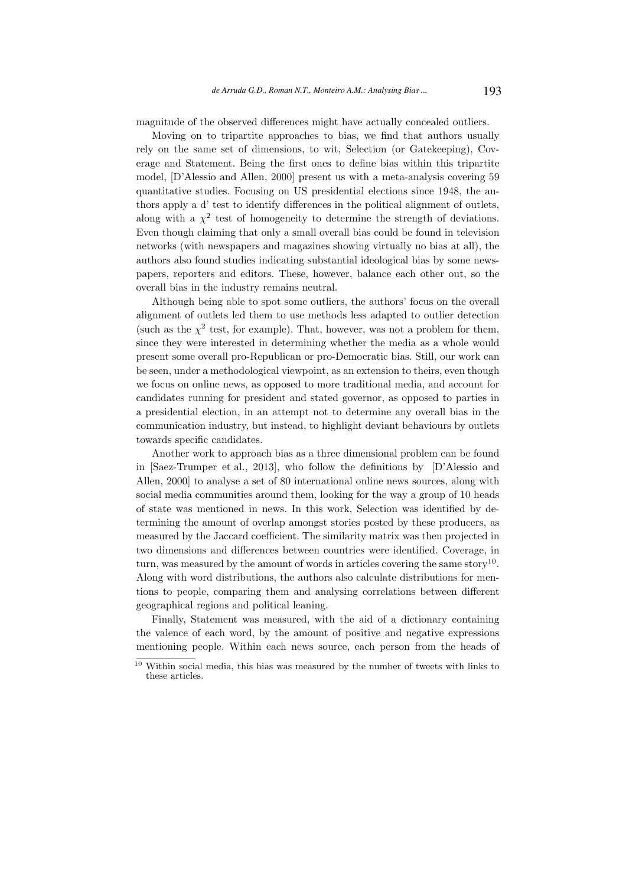magnitude of the observed differences might have actually concealed outliers.

Moving on to tripartite approaches to bias, we find that authors usually rely on the same set of dimensions, to wit, Selection (or Gatekeeping), Coverage and Statement. Being the first ones to define bias within this tripartite model, [D'Alessio and Allen, 2000] present us with a meta-analysis covering 59 quantitative studies. Focusing on US presidential elections since 1948, the authors apply a d' test to identify differences in the political alignment of outlets, along with a $\chi^2$ test of homogeneity to determine the strength of deviations. Even though claiming that only a small overall bias could be found in television networks (with newspapers and magazines showing virtually no bias at all), the authors also found studies indicating substantial ideological bias by some newspapers, reporters and editors. These, however, balance each other out, so the overall bias in the industry remains neutral.

Although being able to spot some outliers, the authors' focus on the overall alignment of outlets led them to use methods less adapted to outlier detection (such as the $\chi^2$ test, for example). That, however, was not a problem for them, since they were interested in determining whether the media as a whole would present some overall pro-Republican or pro-Democratic bias. Still, our work can be seen, under a methodological viewpoint, as an extension to theirs, even though we focus on online news, as opposed to more traditional media, and account for candidates running for president and stated governor, as opposed to parties in a presidential election, in an attempt not to determine any overall bias in the communication industry, but instead, to highlight deviant behaviours by outlets towards specific candidates.

Another work to approach bias as a three dimensional problem can be found in [Saez-Trumper et al., 2013], who follow the definitions by [D'Alessio and Allen, 2000] to analyse a set of 80 international online news sources, along with social media communities around them, looking for the way a group of 10 heads of state was mentioned in news. In this work, Selection was identified by determining the amount of overlap amongst stories posted by these producers, as measured by the Jaccard coefficient. The similarity matrix was then projected in two dimensions and differences between countries were identified. Coverage, in turn, was measured by the amount of words in articles covering the same story[10]. Along with word distributions, the authors also calculate distributions for mentions to people, comparing them and analysing correlations between different geographical regions and political leaning.

Finally, Statement was measured, with the aid of a dictionary containing the valence of each word, by the amount of positive and negative expressions mentioning people. Within each news source, each person from the heads of

[10] Within social media, this bias was measured by the number of tweets with links to these articles.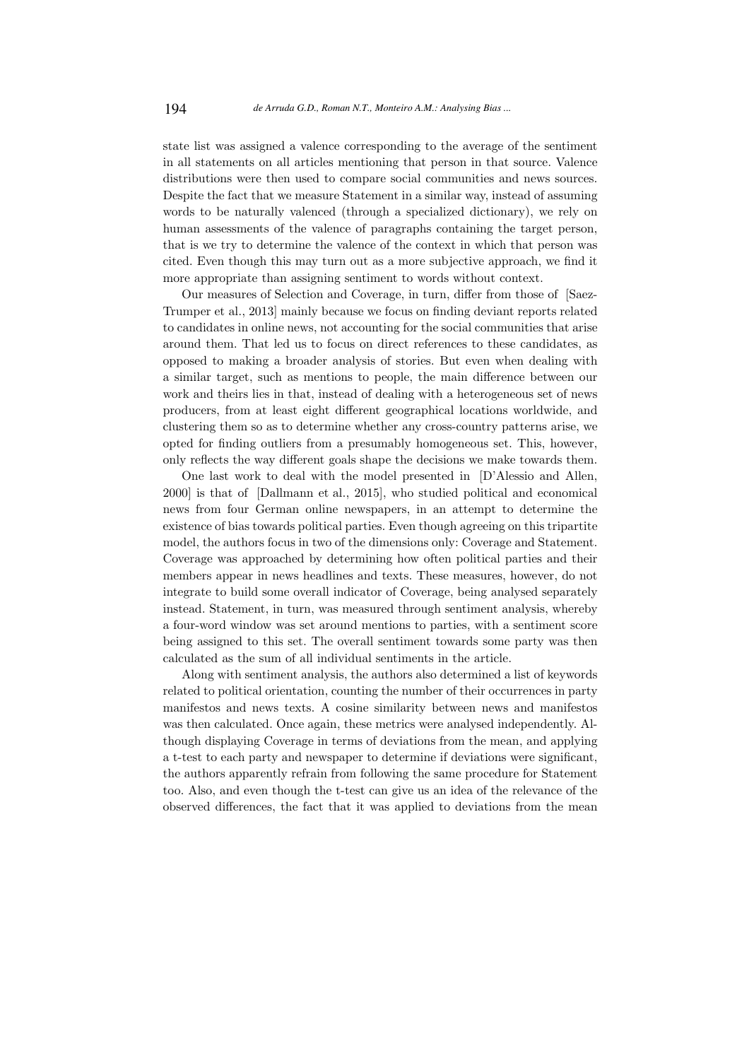state list was assigned a valence corresponding to the average of the sentiment in all statements on all articles mentioning that person in that source. Valence distributions were then used to compare social communities and news sources. Despite the fact that we measure Statement in a similar way, instead of assuming words to be naturally valenced (through a specialized dictionary), we rely on human assessments of the valence of paragraphs containing the target person, that is we try to determine the valence of the context in which that person was cited. Even though this may turn out as a more subjective approach, we find it more appropriate than assigning sentiment to words without context.

Our measures of Selection and Coverage, in turn, differ from those of [Saez-Trumper et al., 2013] mainly because we focus on finding deviant reports related to candidates in online news, not accounting for the social communities that arise around them. That led us to focus on direct references to these candidates, as opposed to making a broader analysis of stories. But even when dealing with a similar target, such as mentions to people, the main difference between our work and theirs lies in that, instead of dealing with a heterogeneous set of news producers, from at least eight different geographical locations worldwide, and clustering them so as to determine whether any cross-country patterns arise, we opted for finding outliers from a presumably homogeneous set. This, however, only reflects the way different goals shape the decisions we make towards them.

One last work to deal with the model presented in [D'Alessio and Allen, 2000] is that of [Dallmann et al., 2015], who studied political and economical news from four German online newspapers, in an attempt to determine the existence of bias towards political parties. Even though agreeing on this tripartite model, the authors focus in two of the dimensions only: Coverage and Statement. Coverage was approached by determining how often political parties and their members appear in news headlines and texts. These measures, however, do not integrate to build some overall indicator of Coverage, being analysed separately instead. Statement, in turn, was measured through sentiment analysis, whereby a four-word window was set around mentions to parties, with a sentiment score being assigned to this set. The overall sentiment towards some party was then calculated as the sum of all individual sentiments in the article.

Along with sentiment analysis, the authors also determined a list of keywords related to political orientation, counting the number of their occurrences in party manifestos and news texts. A cosine similarity between news and manifestos was then calculated. Once again, these metrics were analysed independently. Although displaying Coverage in terms of deviations from the mean, and applying a t-test to each party and newspaper to determine if deviations were significant, the authors apparently refrain from following the same procedure for Statement too. Also, and even though the t-test can give us an idea of the relevance of the observed differences, the fact that it was applied to deviations from the mean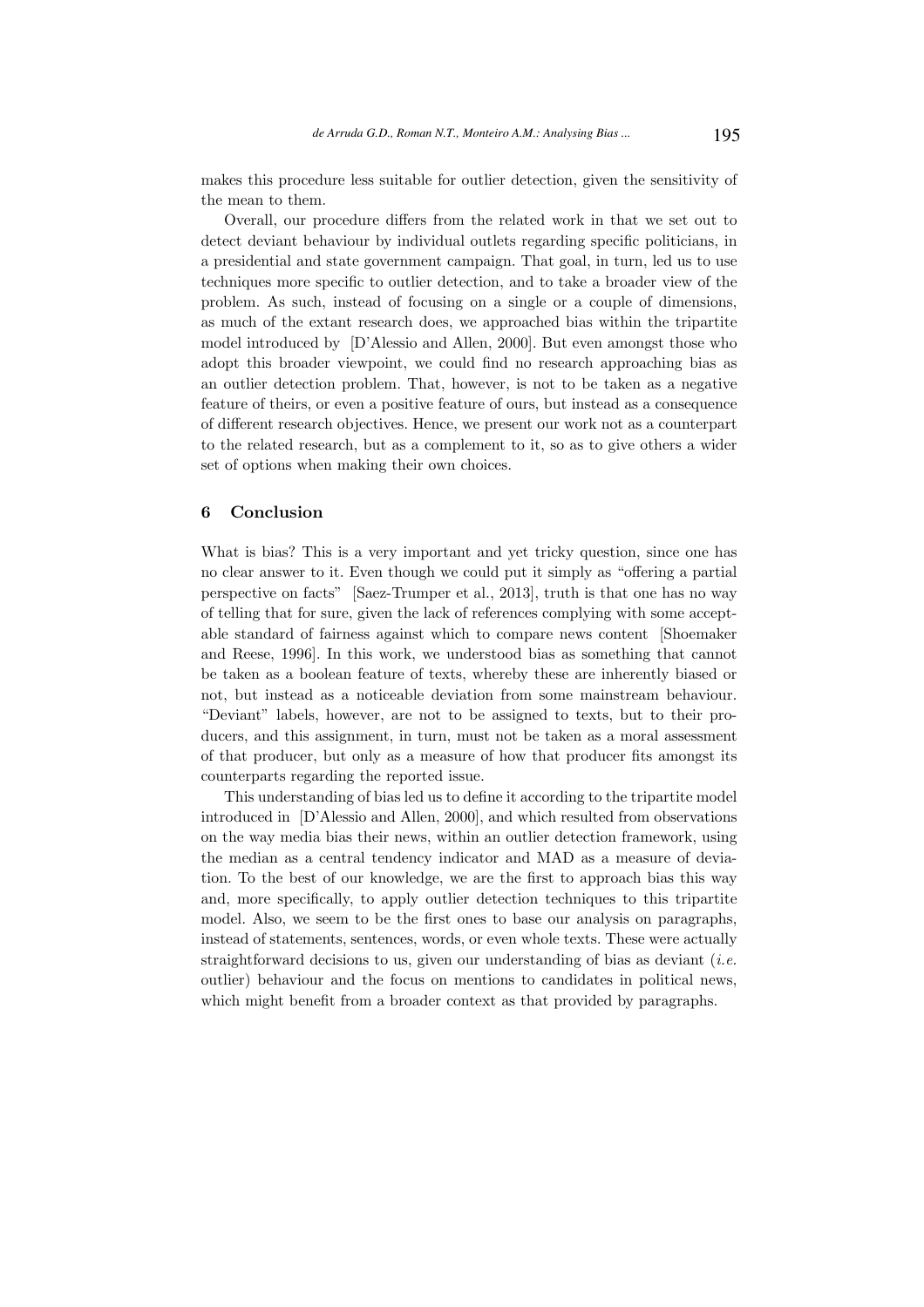makes this procedure less suitable for outlier detection, given the sensitivity of the mean to them.

Overall, our procedure differs from the related work in that we set out to detect deviant behaviour by individual outlets regarding specific politicians, in a presidential and state government campaign. That goal, in turn, led us to use techniques more specific to outlier detection, and to take a broader view of the problem. As such, instead of focusing on a single or a couple of dimensions, as much of the extant research does, we approached bias within the tripartite model introduced by [D'Alessio and Allen, 2000]. But even amongst those who adopt this broader viewpoint, we could find no research approaching bias as an outlier detection problem. That, however, is not to be taken as a negative feature of theirs, or even a positive feature of ours, but instead as a consequence of different research objectives. Hence, we present our work not as a counterpart to the related research, but as a complement to it, so as to give others a wider set of options when making their own choices.

## 6 Conclusion

What is bias? This is a very important and yet tricky question, since one has no clear answer to it. Even though we could put it simply as "offering a partial perspective on facts" [Saez-Trumper et al., 2013], truth is that one has no way of telling that for sure, given the lack of references complying with some acceptable standard of fairness against which to compare news content [Shoemaker and Reese, 1996]. In this work, we understood bias as something that cannot be taken as a boolean feature of texts, whereby these are inherently biased or not, but instead as a noticeable deviation from some mainstream behaviour. "Deviant" labels, however, are not to be assigned to texts, but to their producers, and this assignment, in turn, must not be taken as a moral assessment of that producer, but only as a measure of how that producer fits amongst its counterparts regarding the reported issue.

This understanding of bias led us to define it according to the tripartite model introduced in [D'Alessio and Allen, 2000], and which resulted from observations on the way media bias their news, within an outlier detection framework, using the median as a central tendency indicator and MAD as a measure of deviation. To the best of our knowledge, we are the first to approach bias this way and, more specifically, to apply outlier detection techniques to this tripartite model. Also, we seem to be the first ones to base our analysis on paragraphs, instead of statements, sentences, words, or even whole texts. These were actually straightforward decisions to us, given our understanding of bias as deviant (*i.e.* outlier) behaviour and the focus on mentions to candidates in political news, which might benefit from a broader context as that provided by paragraphs.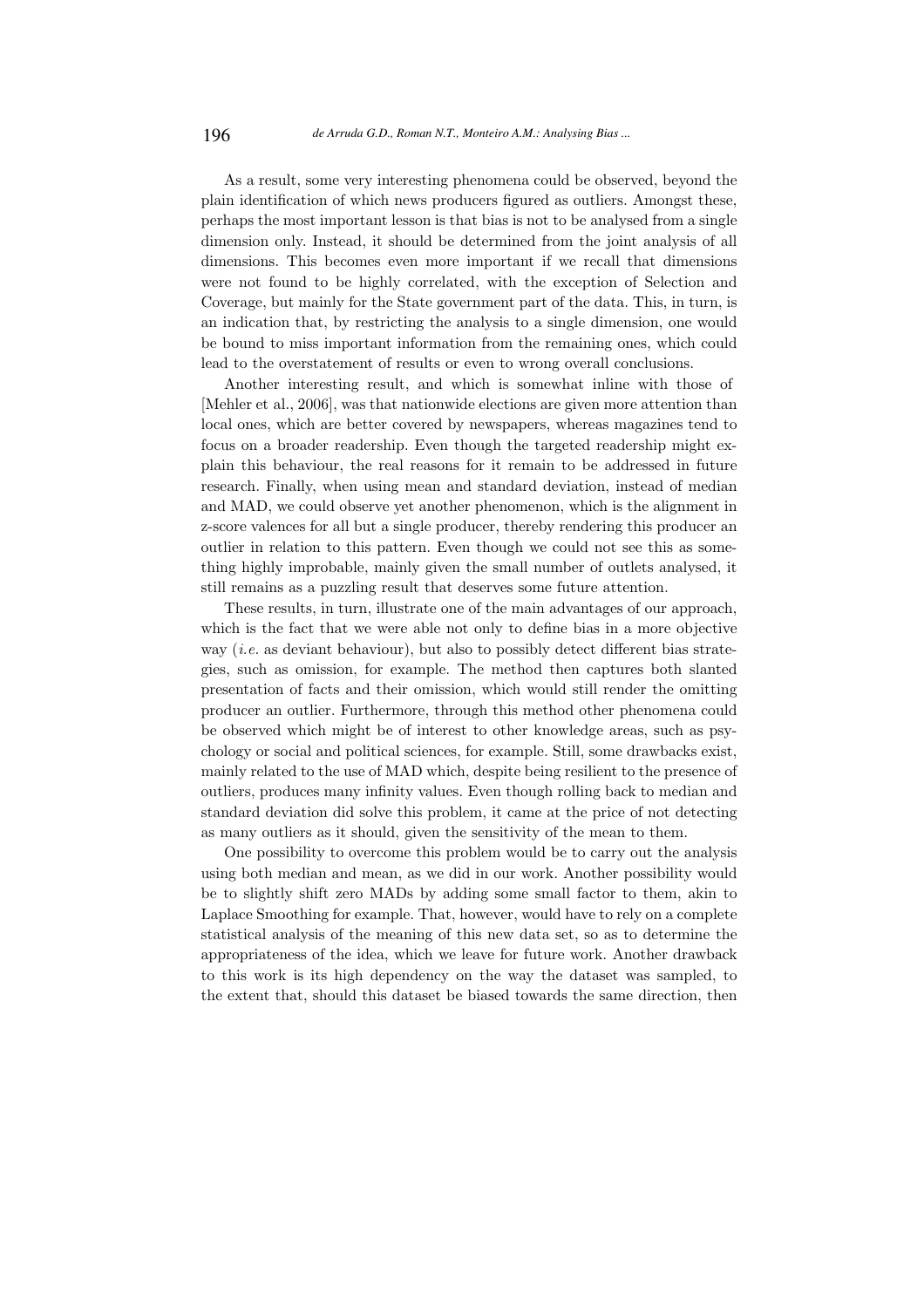As a result, some very interesting phenomena could be observed, beyond the plain identification of which news producers figured as outliers. Amongst these, perhaps the most important lesson is that bias is not to be analysed from a single dimension only. Instead, it should be determined from the joint analysis of all dimensions. This becomes even more important if we recall that dimensions were not found to be highly correlated, with the exception of Selection and Coverage, but mainly for the State government part of the data. This, in turn, is an indication that, by restricting the analysis to a single dimension, one would be bound to miss important information from the remaining ones, which could lead to the overstatement of results or even to wrong overall conclusions.

Another interesting result, and which is somewhat inline with those of [Mehler et al., 2006], was that nationwide elections are given more attention than local ones, which are better covered by newspapers, whereas magazines tend to focus on a broader readership. Even though the targeted readership might explain this behaviour, the real reasons for it remain to be addressed in future research. Finally, when using mean and standard deviation, instead of median and MAD, we could observe yet another phenomenon, which is the alignment in z-score valences for all but a single producer, thereby rendering this producer an outlier in relation to this pattern. Even though we could not see this as something highly improbable, mainly given the small number of outlets analysed, it still remains as a puzzling result that deserves some future attention.

These results, in turn, illustrate one of the main advantages of our approach, which is the fact that we were able not only to define bias in a more objective way (*i.e.* as deviant behaviour), but also to possibly detect different bias strategies, such as omission, for example. The method then captures both slanted presentation of facts and their omission, which would still render the omitting producer an outlier. Furthermore, through this method other phenomena could be observed which might be of interest to other knowledge areas, such as psychology or social and political sciences, for example. Still, some drawbacks exist, mainly related to the use of MAD which, despite being resilient to the presence of outliers, produces many infinity values. Even though rolling back to median and standard deviation did solve this problem, it came at the price of not detecting as many outliers as it should, given the sensitivity of the mean to them.

One possibility to overcome this problem would be to carry out the analysis using both median and mean, as we did in our work. Another possibility would be to slightly shift zero MADs by adding some small factor to them, akin to Laplace Smoothing for example. That, however, would have to rely on a complete statistical analysis of the meaning of this new data set, so as to determine the appropriateness of the idea, which we leave for future work. Another drawback to this work is its high dependency on the way the dataset was sampled, to the extent that, should this dataset be biased towards the same direction, then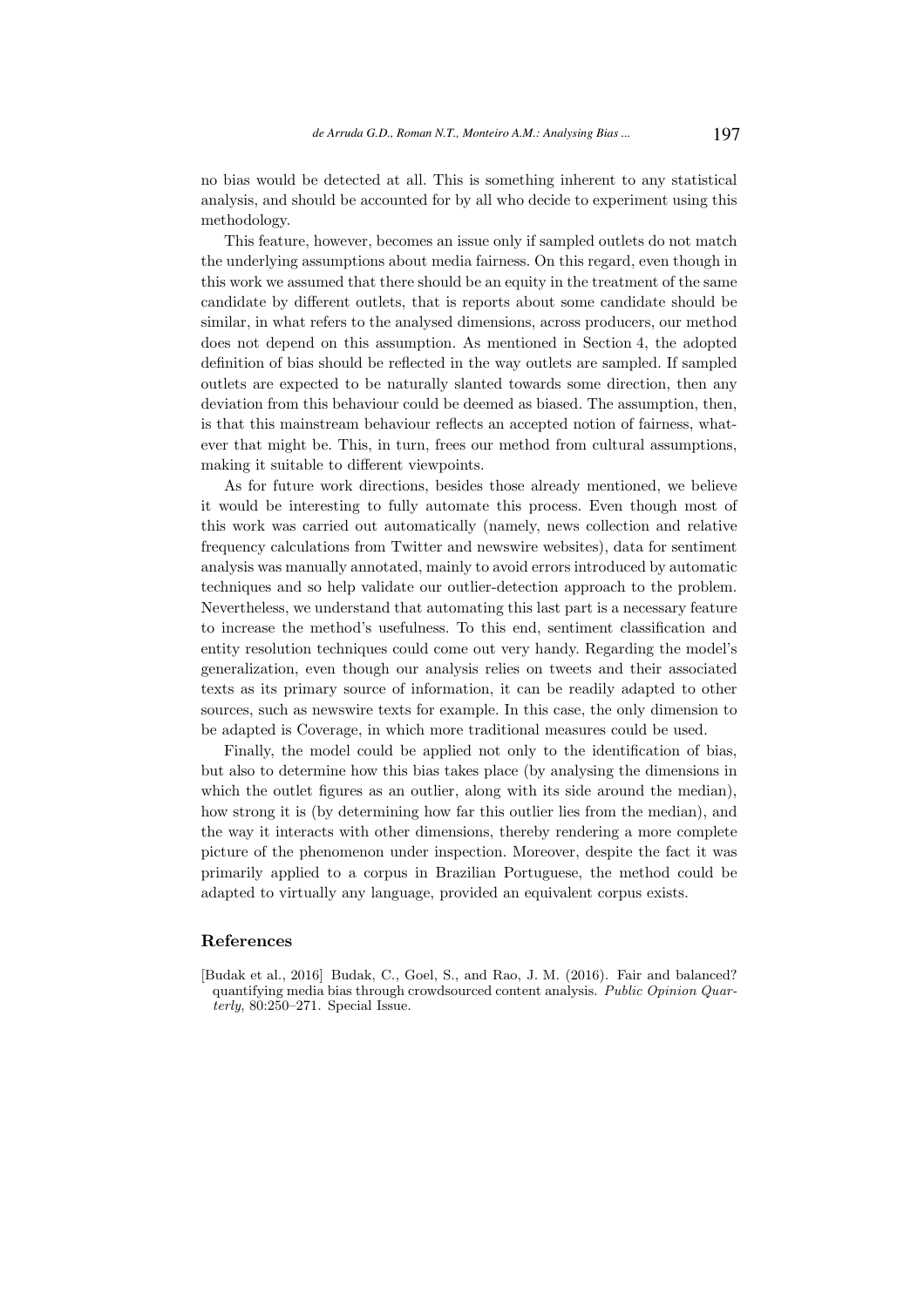no bias would be detected at all. This is something inherent to any statistical analysis, and should be accounted for by all who decide to experiment using this methodology.

This feature, however, becomes an issue only if sampled outlets do not match the underlying assumptions about media fairness. On this regard, even though in this work we assumed that there should be an equity in the treatment of the same candidate by different outlets, that is reports about some candidate should be similar, in what refers to the analysed dimensions, across producers, our method does not depend on this assumption. As mentioned in Section 4, the adopted definition of bias should be reflected in the way outlets are sampled. If sampled outlets are expected to be naturally slanted towards some direction, then any deviation from this behaviour could be deemed as biased. The assumption, then, is that this mainstream behaviour reflects an accepted notion of fairness, whatever that might be. This, in turn, frees our method from cultural assumptions, making it suitable to different viewpoints.

As for future work directions, besides those already mentioned, we believe it would be interesting to fully automate this process. Even though most of this work was carried out automatically (namely, news collection and relative frequency calculations from Twitter and newswire websites), data for sentiment analysis was manually annotated, mainly to avoid errors introduced by automatic techniques and so help validate our outlier-detection approach to the problem. Nevertheless, we understand that automating this last part is a necessary feature to increase the method's usefulness. To this end, sentiment classification and entity resolution techniques could come out very handy. Regarding the model's generalization, even though our analysis relies on tweets and their associated texts as its primary source of information, it can be readily adapted to other sources, such as newswire texts for example. In this case, the only dimension to be adapted is Coverage, in which more traditional measures could be used.

Finally, the model could be applied not only to the identification of bias, but also to determine how this bias takes place (by analysing the dimensions in which the outlet figures as an outlier, along with its side around the median), how strong it is (by determining how far this outlier lies from the median), and the way it interacts with other dimensions, thereby rendering a more complete picture of the phenomenon under inspection. Moreover, despite the fact it was primarily applied to a corpus in Brazilian Portuguese, the method could be adapted to virtually any language, provided an equivalent corpus exists.

## References

[Budak et al., 2016] Budak, C., Goel, S., and Rao, J. M. (2016). Fair and balanced? quantifying media bias through crowdsourced content analysis. *Public Opinion Quarterly*, 80:250–271. Special Issue.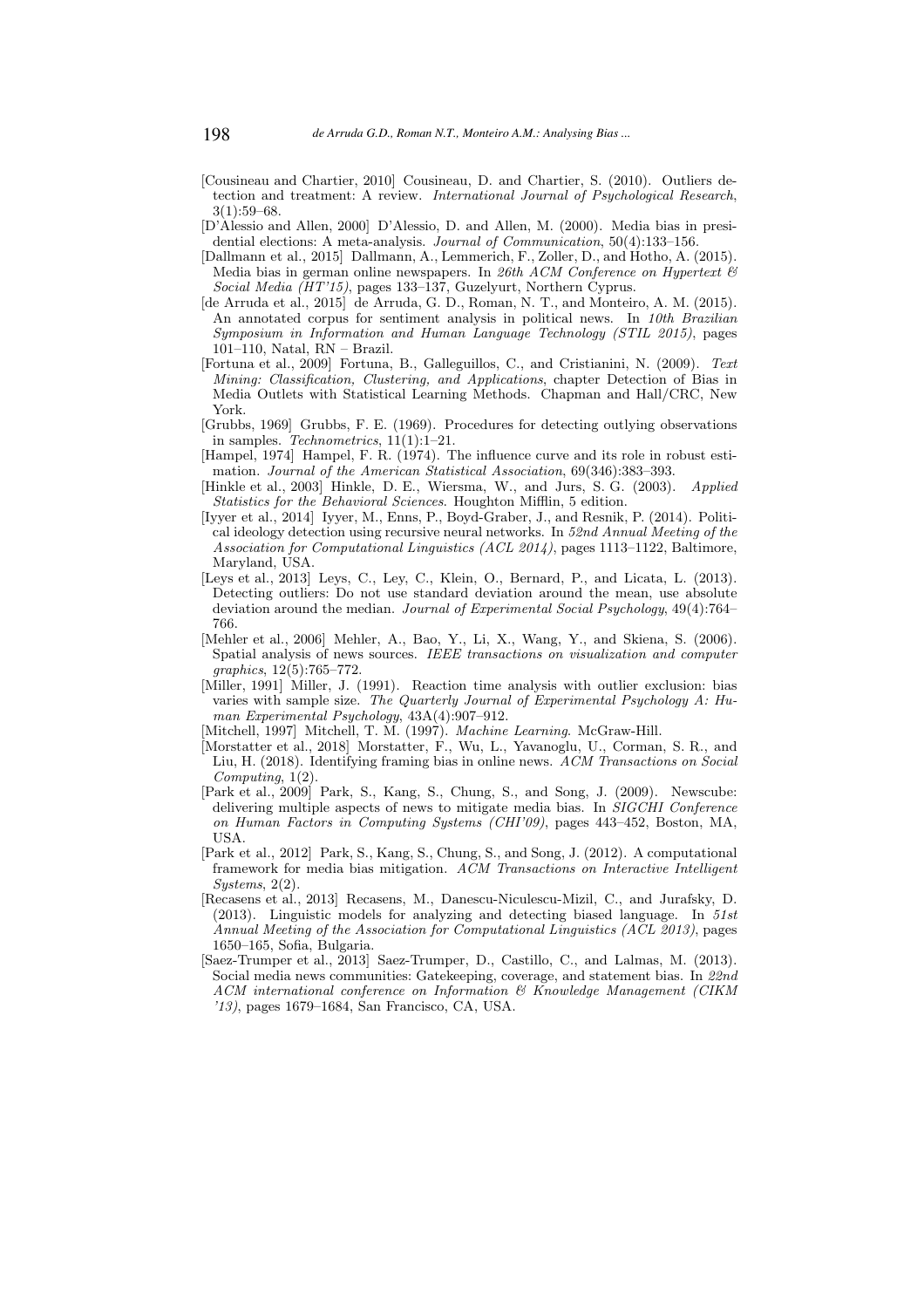[Cousineau and Chartier, 2010] Cousineau, D. and Chartier, S. (2010). Outliers detection and treatment: A review. *International Journal of Psychological Research*, 3(1):59–68.

[D'Alessio and Allen, 2000] D'Alessio, D. and Allen, M. (2000). Media bias in presidential elections: A meta-analysis. *Journal of Communication*, 50(4):133–156.

[Dallmann et al., 2015] Dallmann, A., Lemmerich, F., Zoller, D., and Hotho, A. (2015). Media bias in german online newspapers. In *26th ACM Conference on Hypertext & Social Media (HT'15)*, pages 133–137, Guzelyurt, Northern Cyprus.

[de Arruda et al., 2015] de Arruda, G. D., Roman, N. T., and Monteiro, A. M. (2015). An annotated corpus for sentiment analysis in political news. In *10th Brazilian Symposium in Information and Human Language Technology (STIL 2015)*, pages 101–110, Natal, RN – Brazil.

[Fortuna et al., 2009] Fortuna, B., Galleguillos, C., and Cristianini, N. (2009). *Text Mining: Classification, Clustering, and Applications*, chapter Detection of Bias in Media Outlets with Statistical Learning Methods. Chapman and Hall/CRC, New York.

[Grubbs, 1969] Grubbs, F. E. (1969). Procedures for detecting outlying observations in samples. *Technometrics*, 11(1):1–21.

[Hampel, 1974] Hampel, F. R. (1974). The influence curve and its role in robust estimation. *Journal of the American Statistical Association*, 69(346):383–393.

[Hinkle et al., 2003] Hinkle, D. E., Wiersma, W., and Jurs, S. G. (2003). *Applied Statistics for the Behavioral Sciences*. Houghton Mifflin, 5 edition.

[Iyyer et al., 2014] Iyyer, M., Enns, P., Boyd-Graber, J., and Resnik, P. (2014). Political ideology detection using recursive neural networks. In *52nd Annual Meeting of the Association for Computational Linguistics (ACL 2014)*, pages 1113–1122, Baltimore, Maryland, USA.

[Leys et al., 2013] Leys, C., Ley, C., Klein, O., Bernard, P., and Licata, L. (2013). Detecting outliers: Do not use standard deviation around the mean, use absolute deviation around the median. *Journal of Experimental Social Psychology*, 49(4):764–766.

[Mehler et al., 2006] Mehler, A., Bao, Y., Li, X., Wang, Y., and Skiena, S. (2006). Spatial analysis of news sources. *IEEE transactions on visualization and computer graphics*, 12(5):765–772.

[Miller, 1991] Miller, J. (1991). Reaction time analysis with outlier exclusion: bias varies with sample size. *The Quarterly Journal of Experimental Psychology A: Human Experimental Psychology*, 43A(4):907–912.

[Mitchell, 1997] Mitchell, T. M. (1997). *Machine Learning*. McGraw-Hill.

[Morstatter et al., 2018] Morstatter, F., Wu, L., Yavanoglu, U., Corman, S. R., and Liu, H. (2018). Identifying framing bias in online news. *ACM Transactions on Social Computing*, 1(2).

[Park et al., 2009] Park, S., Kang, S., Chung, S., and Song, J. (2009). Newscube: delivering multiple aspects of news to mitigate media bias. In *SIGCHI Conference on Human Factors in Computing Systems (CHI'09)*, pages 443–452, Boston, MA, USA.

[Park et al., 2012] Park, S., Kang, S., Chung, S., and Song, J. (2012). A computational framework for media bias mitigation. *ACM Transactions on Interactive Intelligent Systems*, 2(2).

[Recasens et al., 2013] Recasens, M., Danescu-Niculescu-Mizil, C., and Jurafsky, D. (2013). Linguistic models for analyzing and detecting biased language. In *51st Annual Meeting of the Association for Computational Linguistics (ACL 2013)*, pages 1650–165, Sofia, Bulgaria.

[Saez-Trumper et al., 2013] Saez-Trumper, D., Castillo, C., and Lalmas, M. (2013). Social media news communities: Gatekeeping, coverage, and statement bias. In *22nd ACM international conference on Information & Knowledge Management (CIKM '13)*, pages 1679–1684, San Francisco, CA, USA.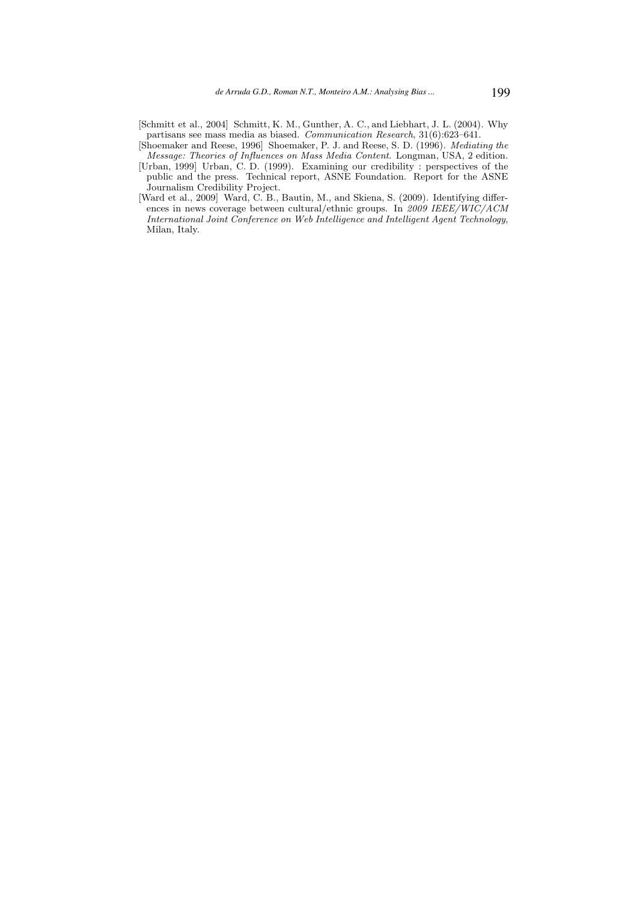[Schmitt et al., 2004] Schmitt, K. M., Gunther, A. C., and Liebhart, J. L. (2004). Why partisans see mass media as biased. *Communication Research*, 31(6):623–641.

[Shoemaker and Reese, 1996] Shoemaker, P. J. and Reese, S. D. (1996). *Mediating the Message: Theories of Influences on Mass Media Content*. Longman, USA, 2 edition.

[Urban, 1999] Urban, C. D. (1999). Examining our credibility : perspectives of the public and the press. Technical report, ASNE Foundation. Report for the ASNE Journalism Credibility Project.

[Ward et al., 2009] Ward, C. B., Bautin, M., and Skiena, S. (2009). Identifying differences in news coverage between cultural/ethnic groups. In *2009 IEEE/WIC/ACM International Joint Conference on Web Intelligence and Intelligent Agent Technology*, Milan, Italy.